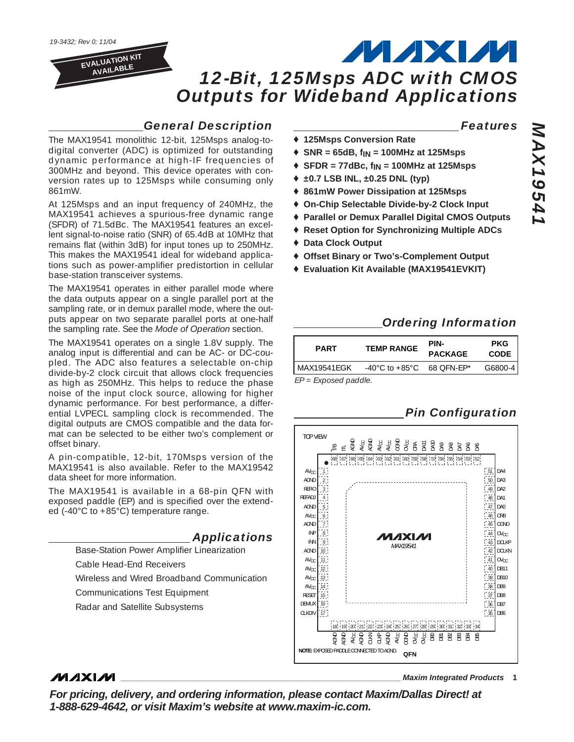19-3432; Rev 0; 11/04

EVALUATION KIT AVAILABLE

# 12-Bit, 125Msps ADC with CMOS Outputs for Wideband Applications

## General Description

The MAX19541 monolithic 12-bit, 125Msps analog-to-digital converter (ADC) is optimized for outstanding dynamic performance at high-IF frequencies of 300MHz and beyond. This device operates with conversion rates up to 125Msps while consuming only 861mW.

At 125Msps and an input frequency of 240MHz, the MAX19541 achieves a spurious-free dynamic range (SFDR) of 71.5dBc. The MAX19541 features an excellent signal-to-noise ratio (SNR) of 65.4dB at 10MHz that remains flat (within 3dB) for input tones up to 250MHz. This makes the MAX19541 ideal for wideband applications such as power-amplifier predistortion in cellular base-station transceiver systems.

The MAX19541 operates in either parallel mode where the data outputs appear on a single parallel port at the sampling rate, or in demux parallel mode, where the outputs appear on two separate parallel ports at one-half the sampling rate. See the *Mode of Operation* section.

The MAX19541 operates on a single 1.8V supply. The analog input is differential and can be AC- or DC-coupled. The ADC also features a selectable on-chip divide-by-2 clock circuit that allows clock frequencies as high as 250MHz. This helps to reduce the phase noise of the input clock source, allowing for higher dynamic performance. For best performance, a differential LVPECL sampling clock is recommended. The digital outputs are CMOS compatible and the data format can be selected to be either two's complement or offset binary.

A pin-compatible, 12-bit, 170Msps version of the MAX19541 is also available. Refer to the MAX19542 data sheet for more information.

The MAX19541 is available in a 68-pin QFN with exposed paddle (EP) and is specified over the extended (-40°C to +85°C) temperature range.

## Applications

Base-Station Power Amplifier Linearization

Cable Head-End Receivers

Wireless and Wired Broadband Communication

Communications Test Equipment

Radar and Satellite Subsystems

## Features

- 125Msps Conversion Rate
- SNR = 65dB, $f_{IN}$ = 100MHz at 125Msps
- SFDR = 77dBc, $f_{IN}$ = 100MHz at 125Msps
- ±0.7 LSB INL, ±0.25 DNL (typ)
- 861mW Power Dissipation at 125Msps
- On-Chip Selectable Divide-by-2 Clock Input
- Parallel or Demux Parallel Digital CMOS Outputs
- Reset Option for Synchronizing Multiple ADCs
- Data Clock Output
- Offset Binary or Two's-Complement Output
- Evaluation Kit Available (MAX19541EVKIT)

## Ordering Information

| PART | TEMP RANGE | PIN-PACKAGE | PKG CODE |
|---|---|---|---|
| MAX19541EGK | -40°C to +85°C | 68 QFN-EP* | G6800-4 |

*EP = Exposed paddle.*

## Pin Configuration

TOP VIEW

Top (pins 68–52): T/B, ITL, AGND, AV$_{CC}$, AGND, AV$_{CC}$, AV$_{CC}$, OGND, OV$_{CC}$, ORA, DA11, DA10, DA9, DA8, DA7, DA6, DA5

Left (pins 1–17): 1 AV$_{CC}$, 2 AGND, 3 REFIO, 4 REFADJ, 5 AGND, 6 AV$_{CC}$, 7 AGND, 8 INP, 9 INN, 10 AGND, 11 AV$_{CC}$, 12 AV$_{CC}$, 13 AV$_{CC}$, 14 AV$_{CC}$, 15 RESET, 16 DEMUX, 17 CLKDIV

Bottom (pins 18–34): AGND, AGND, AV$_{CC}$, AGND, CLKN, CLKP, AGND, AV$_{CC}$, OGND, OV$_{CC}$, OV$_{CC}$, DB0, DB1, DB2, DB3, DB4, DB5

Right (pins 51–35): 51 DA4, 50 DA3, 49 DA2, 48 DA1, 47 DA0, 46 ORB, 45 OGND, 44 OV$_{CC}$, 43 DCLKP, 42 DCLKN, 41 OV$_{CC}$, 40 DB11, 39 DB10, 38 DB9, 37 DB8, 36 DB7, 35 DB6

MAX19541

QFN

**NOTE:** EXPOSED PADDLE CONNECTED TO AGND.

Maxim Integrated Products

**For pricing, delivery, and ordering information, please contact Maxim/Dallas Direct! at 1-888-629-4642, or visit Maxim's website at www.maxim-ic.com.**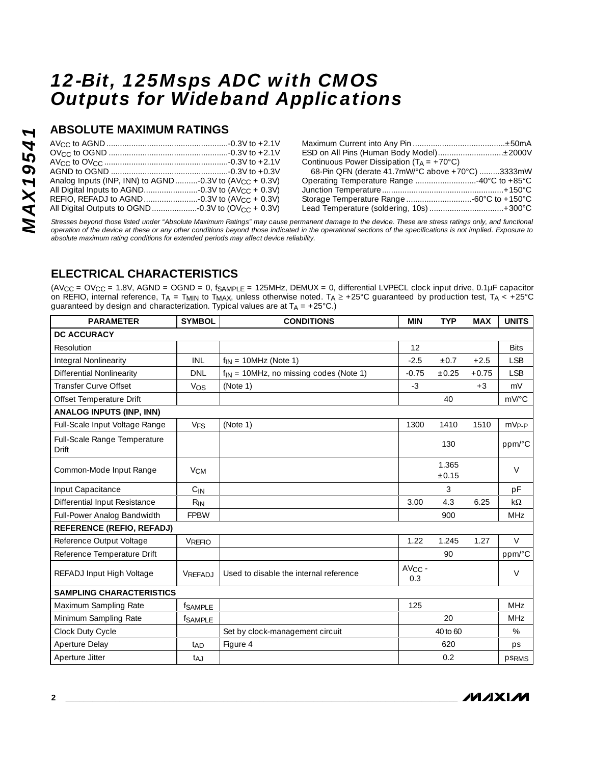# 12-Bit, 125Msps ADC with CMOS Outputs for Wideband Applications

## ABSOLUTE MAXIMUM RATINGS

$AV_{CC}$ to AGND ......................................................-0.3V to +2.1V
$OV_{CC}$ to OGND .....................................................-0.3V to +2.1V
$AV_{CC}$ to $OV_{CC}$ .......................................................-0.3V to +2.1V
AGND to OGND ....................................................-0.3V to +0.3V
Analog Inputs (INP, INN) to AGND..........-0.3V to ($AV_{CC}$ + 0.3V)
All Digital Inputs to AGND........................-0.3V to ($AV_{CC}$ + 0.3V)
REFIO, REFADJ to AGND........................-0.3V to ($AV_{CC}$ + 0.3V)
All Digital Outputs to OGND....................-0.3V to ($OV_{CC}$ + 0.3V)
Maximum Current into Any Pin .........................................±50mA
ESD on All Pins (Human Body Model).............................±2000V
Continuous Power Dissipation ($T_A$ = +70°C)
68-Pin QFN (derate 41.7mW/°C above +70°C) .........3333mW
Operating Temperature Range ...........................-40°C to +85°C
Junction Temperature ......................................................+150°C
Storage Temperature Range .............................-60°C to +150°C
Lead Temperature (soldering, 10s) .................................+300°C

*Stresses beyond those listed under "Absolute Maximum Ratings" may cause permanent damage to the device. These are stress ratings only, and functional operation of the device at these or any other conditions beyond those indicated in the operational sections of the specifications is not implied. Exposure to absolute maximum rating conditions for extended periods may affect device reliability.*

## ELECTRICAL CHARACTERISTICS

($AV_{CC}$ = $OV_{CC}$ = 1.8V, AGND = OGND = 0, $f_{SAMPLE}$ = 125MHz, DEMUX = 0, differential LVPECL clock input drive, 0.1µF capacitor on REFIO, internal reference, $T_A$ = $T_{MIN}$ to $T_{MAX}$, unless otherwise noted. $T_A \geq$ +25°C guaranteed by production test, $T_A <$ +25°C guaranteed by design and characterization. Typical values are at $T_A$ = +25°C.)

| PARAMETER | SYMBOL | CONDITIONS | MIN | TYP | MAX | UNITS |
|---|---|---|---|---|---|---|
| **DC ACCURACY** | | | | | | |
| Resolution | | | 12 | | | Bits |
| Integral Nonlinearity | INL | $f_{IN}$ = 10MHz (Note 1) | -2.5 | ±0.7 | +2.5 | LSB |
| Differential Nonlinearity | DNL | $f_{IN}$ = 10MHz, no missing codes (Note 1) | -0.75 | ±0.25 | +0.75 | LSB |
| Transfer Curve Offset | $V_{OS}$ | (Note 1) | -3 | | +3 | mV |
| Offset Temperature Drift | | | | 40 | | mV/°C |
| **ANALOG INPUTS (INP, INN)** | | | | | | |
| Full-Scale Input Voltage Range | $V_{FS}$ | (Note 1) | 1300 | 1410 | 1510 | $mV_{P-P}$ |
| Full-Scale Range Temperature Drift | | | | 130 | | ppm/°C |
| Common-Mode Input Range | $V_{CM}$ | | | 1.365 ±0.15 | | V |
| Input Capacitance | $C_{IN}$ | | | 3 | | pF |
| Differential Input Resistance | $R_{IN}$ | | 3.00 | 4.3 | 6.25 | kΩ |
| Full-Power Analog Bandwidth | FPBW | | | 900 | | MHz |
| **REFERENCE (REFIO, REFADJ)** | | | | | | |
| Reference Output Voltage | $V_{REFIO}$ | | 1.22 | 1.245 | 1.27 | V |
| Reference Temperature Drift | | | | 90 | | ppm/°C |
| REFADJ Input High Voltage | $V_{REFADJ}$ | Used to disable the internal reference | $AV_{CC}$ - 0.3 | | | V |
| **SAMPLING CHARACTERISTICS** | | | | | | |
| Maximum Sampling Rate | $f_{SAMPLE}$ | | 125 | | | MHz |
| Minimum Sampling Rate | $f_{SAMPLE}$ | | | 20 | | MHz |
| Clock Duty Cycle | | Set by clock-management circuit | | 40 to 60 | | % |
| Aperture Delay | $t_{AD}$ | Figure 4 | | 620 | | ps |
| Aperture Jitter | $t_{AJ}$ | | | 0.2 | | $ps_{RMS}$ |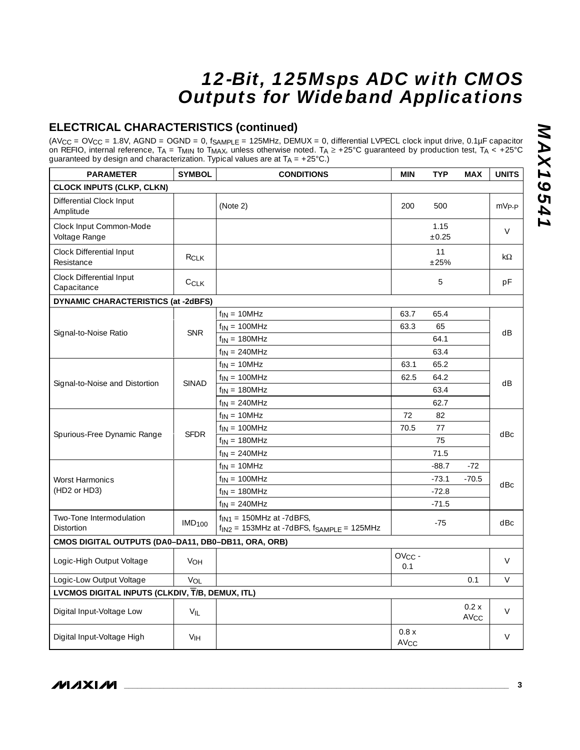## ELECTRICAL CHARACTERISTICS (continued)

($AV_{CC}$ = $OV_{CC}$ = 1.8V, AGND = OGND = 0, $f_{SAMPLE}$ = 125MHz, DEMUX = 0, differential LVPECL clock input drive, 0.1µF capacitor on REFIO, internal reference, $T_A$ = $T_{MIN}$ to $T_{MAX}$, unless otherwise noted. $T_A \geq$ +25°C guaranteed by production test, $T_A <$ +25°C guaranteed by design and characterization. Typical values are at $T_A$ = +25°C.)

| PARAMETER | SYMBOL | CONDITIONS | MIN | TYP | MAX | UNITS |
|---|---|---|---|---|---|---|
| **CLOCK INPUTS (CLKP, CLKN)** | | | | | | |
| Differential Clock Input Amplitude | | (Note 2) | 200 | 500 | | $mV_{P-P}$ |
| Clock Input Common-Mode Voltage Range | | | | 1.15 ±0.25 | | V |
| Clock Differential Input Resistance | $R_{CLK}$ | | | 11 ±25% | | kΩ |
| Clock Differential Input Capacitance | $C_{CLK}$ | | | 5 | | pF |
| **DYNAMIC CHARACTERISTICS (at -2dBFS)** | | | | | | |
| Signal-to-Noise Ratio | SNR | $f_{IN}$ = 10MHz | 63.7 | 65.4 | | dB |
| | | $f_{IN}$ = 100MHz | 63.3 | 65 | | |
| | | $f_{IN}$ = 180MHz | | 64.1 | | |
| | | $f_{IN}$ = 240MHz | | 63.4 | | |
| Signal-to-Noise and Distortion | SINAD | $f_{IN}$ = 10MHz | 63.1 | 65.2 | | dB |
| | | $f_{IN}$ = 100MHz | 62.5 | 64.2 | | |
| | | $f_{IN}$ = 180MHz | | 63.4 | | |
| | | $f_{IN}$ = 240MHz | | 62.7 | | |
| Spurious-Free Dynamic Range | SFDR | $f_{IN}$ = 10MHz | 72 | 82 | | dBc |
| | | $f_{IN}$ = 100MHz | 70.5 | 77 | | |
| | | $f_{IN}$ = 180MHz | | 75 | | |
| | | $f_{IN}$ = 240MHz | | 71.5 | | |
| Worst Harmonics (HD2 or HD3) | | $f_{IN}$ = 10MHz | | -88.7 | -72 | dBc |
| | | $f_{IN}$ = 100MHz | | -73.1 | -70.5 | |
| | | $f_{IN}$ = 180MHz | | -72.8 | | |
| | | $f_{IN}$ = 240MHz | | -71.5 | | |
| Two-Tone Intermodulation Distortion | $IMD_{100}$ | $f_{IN1}$ = 150MHz at -7dBFS, $f_{IN2}$ = 153MHz at -7dBFS, $f_{SAMPLE}$ = 125MHz | | -75 | | dBc |
| **CMOS DIGITAL OUTPUTS (DA0–DA11, DB0–DB11, ORA, ORB)** | | | | | | |
| Logic-High Output Voltage | $V_{OH}$ | | $OV_{CC}$ - 0.1 | | | V |
| Logic-Low Output Voltage | $V_{OL}$ | | | | 0.1 | V |
| **LVCMOS DIGITAL INPUTS (CLKDIV, $\overline{T}$/B, DEMUX, ITL)** | | | | | | |
| Digital Input-Voltage Low | $V_{IL}$ | | | | 0.2 x $AV_{CC}$ | V |
| Digital Input-Voltage High | $V_{IH}$ | | 0.8 x $AV_{CC}$ | | | V |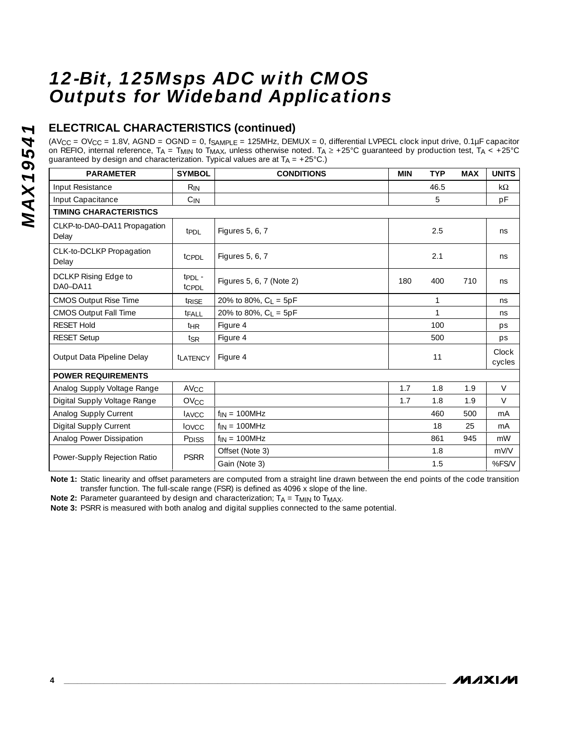## ELECTRICAL CHARACTERISTICS (continued)

($AV_{CC}$ = $OV_{CC}$ = 1.8V, AGND = OGND = 0, $f_{SAMPLE}$ = 125MHz, DEMUX = 0, differential LVPECL clock input drive, 0.1µF capacitor on REFIO, internal reference, $T_A$ = $T_{MIN}$ to $T_{MAX}$, unless otherwise noted. $T_A \geq$ +25°C guaranteed by production test, $T_A$ < +25°C guaranteed by design and characterization. Typical values are at $T_A$ = +25°C.)

| PARAMETER | SYMBOL | CONDITIONS | MIN | TYP | MAX | UNITS |
|---|---|---|---|---|---|---|
| Input Resistance | $R_{IN}$ | | | 46.5 | | kΩ |
| Input Capacitance | $C_{IN}$ | | | 5 | | pF |
| **TIMING CHARACTERISTICS** | | | | | | |
| CLKP-to-DA0–DA11 Propagation Delay | $t_{PDL}$ | Figures 5, 6, 7 | | 2.5 | | ns |
| CLK-to-DCLKP Propagation Delay | $t_{CPDL}$ | Figures 5, 6, 7 | | 2.1 | | ns |
| DCLKP Rising Edge to DA0–DA11 | $t_{PDL}$ - $t_{CPDL}$ | Figures 5, 6, 7 (Note 2) | 180 | 400 | 710 | ns |
| CMOS Output Rise Time | $t_{RISE}$ | 20% to 80%, $C_L$ = 5pF | | 1 | | ns |
| CMOS Output Fall Time | $t_{FALL}$ | 20% to 80%, $C_L$ = 5pF | | 1 | | ns |
| RESET Hold | $t_{HR}$ | Figure 4 | | 100 | | ps |
| RESET Setup | $t_{SR}$ | Figure 4 | | 500 | | ps |
| Output Data Pipeline Delay | $t_{LATENCY}$ | Figure 4 | | 11 | | Clock cycles |
| **POWER REQUIREMENTS** | | | | | | |
| Analog Supply Voltage Range | $AV_{CC}$ | | 1.7 | 1.8 | 1.9 | V |
| Digital Supply Voltage Range | $OV_{CC}$ | | 1.7 | 1.8 | 1.9 | V |
| Analog Supply Current | $I_{AVCC}$ | $f_{IN}$ = 100MHz | | 460 | 500 | mA |
| Digital Supply Current | $I_{OVCC}$ | $f_{IN}$ = 100MHz | | 18 | 25 | mA |
| Analog Power Dissipation | $P_{DISS}$ | $f_{IN}$ = 100MHz | | 861 | 945 | mW |
| Power-Supply Rejection Ratio | PSRR | Offset (Note 3) | | 1.8 | | mV/V |
| | | Gain (Note 3) | | 1.5 | | %FS/V |

**Note 1:** Static linearity and offset parameters are computed from a straight line drawn between the end points of the code transition transfer function. The full-scale range (FSR) is defined as 4096 x slope of the line.

**Note 2:** Parameter guaranteed by design and characterization; $T_A$ = $T_{MIN}$ to $T_{MAX}$.

**Note 3:** PSRR is measured with both analog and digital supplies connected to the same potential.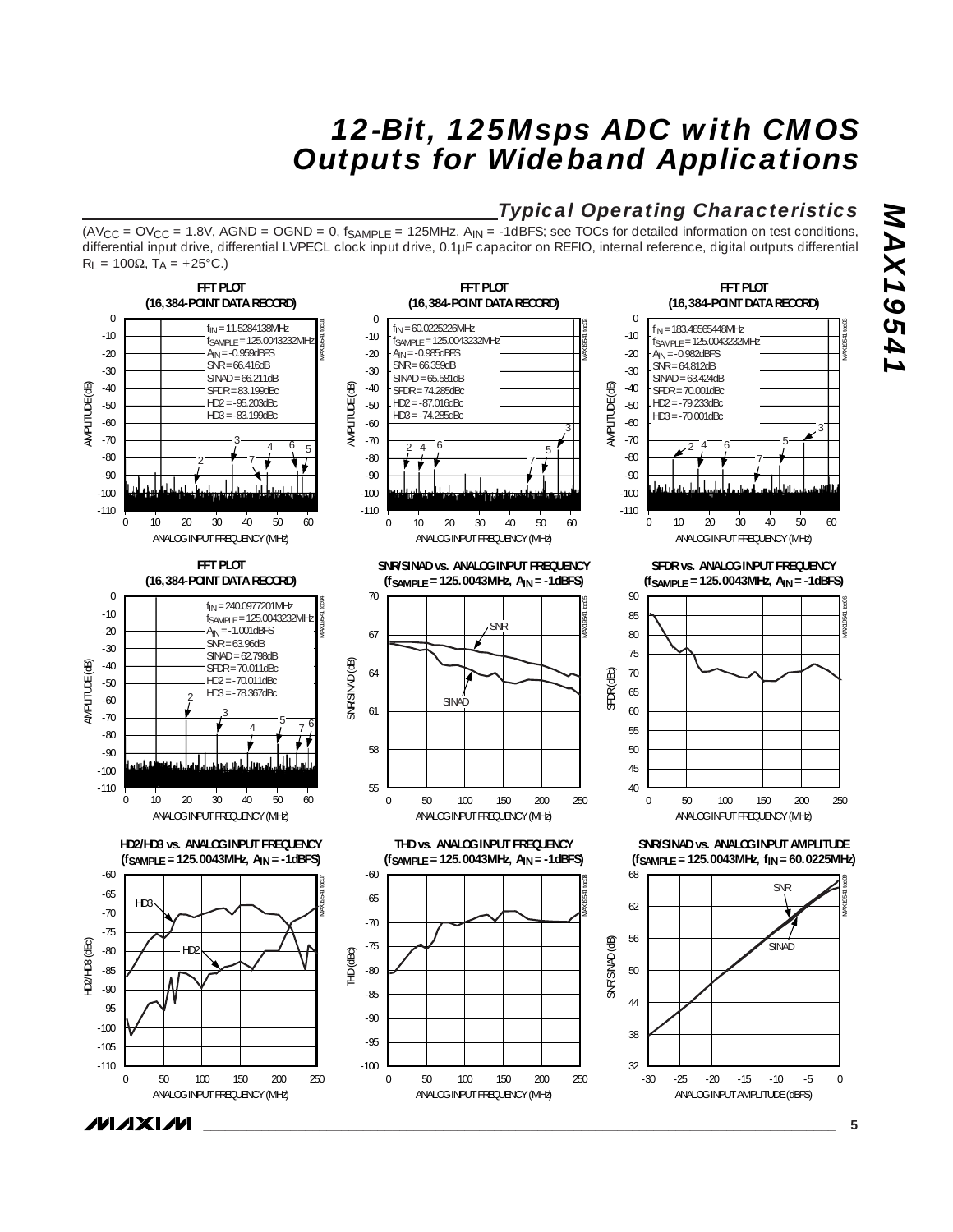## Typical Operating Characteristics

($AV_{CC} = OV_{CC} = 1.8V$, AGND = OGND = 0, $f_{SAMPLE}$ = 125MHz, $A_{IN}$ = -1dBFS; see TOCs for detailed information on test conditions, differential input drive, differential LVPECL clock input drive, 0.1µF capacitor on REFIO, internal reference, digital outputs differential $R_L = 100\Omega$, $T_A$ = +25°C.)

**FFT PLOT (16,384-POINT DATA RECORD)**

$f_{IN}$ = 11.5284138MHz
$f_{SAMPLE}$ = 125.0043232MHz
$A_{IN}$ = -0.959dBFS
SNR = 66.416dB
SINAD = 66.211dB
SFDR = 83.199dBc
HD2 = -95.203dBc
HD3 = -83.199dBc

**FFT PLOT (16,384-POINT DATA RECORD)**

$f_{IN}$ = 60.0225226MHz
$f_{SAMPLE}$ = 125.0043232MHz
$A_{IN}$ = -0.985dBFS
SNR = 66.359dB
SINAD = 65.581dB
SFDR = 74.285dBc
HD2 = -87.016dBc
HD3 = -74.285dBc

**FFT PLOT (16,384-POINT DATA RECORD)**

$f_{IN}$ = 183.48565448MHz
$f_{SAMPLE}$ = 125.0043232MHz
$A_{IN}$ = -0.982dBFS
SNR = 64.812dB
SINAD = 63.424dB
SFDR = 70.001dBc
HD2 = -79.233dBc
HD3 = -70.001dBc

**FFT PLOT (16,384-POINT DATA RECORD)**

$f_{IN}$ = 240.0977201MHz
$f_{SAMPLE}$ = 125.0043232MHz
$A_{IN}$ = -1.001dBFS
SNR = 63.96dB
SINAD = 62.798dB
SFDR = 70.011dBc
HD2 = -70.011dBc
HD3 = -78.367dBc

**SNR/SINAD vs. ANALOG INPUT FREQUENCY ($f_{SAMPLE}$ = 125.0043MHz, $A_{IN}$ = -1dBFS)**

**SFDR vs. ANALOG INPUT FREQUENCY ($f_{SAMPLE}$ = 125.0043MHz, $A_{IN}$ = -1dBFS)**

**HD2/HD3 vs. ANALOG INPUT FREQUENCY ($f_{SAMPLE}$ = 125.0043MHz, $A_{IN}$ = -1dBFS)**

**THD vs. ANALOG INPUT FREQUENCY ($f_{SAMPLE}$ = 125.0043MHz, $A_{IN}$ = -1dBFS)**

**SNR/SINAD vs. ANALOG INPUT AMPLITUDE ($f_{SAMPLE}$ = 125.0043MHz, $f_{IN}$ = 60.0225MHz)**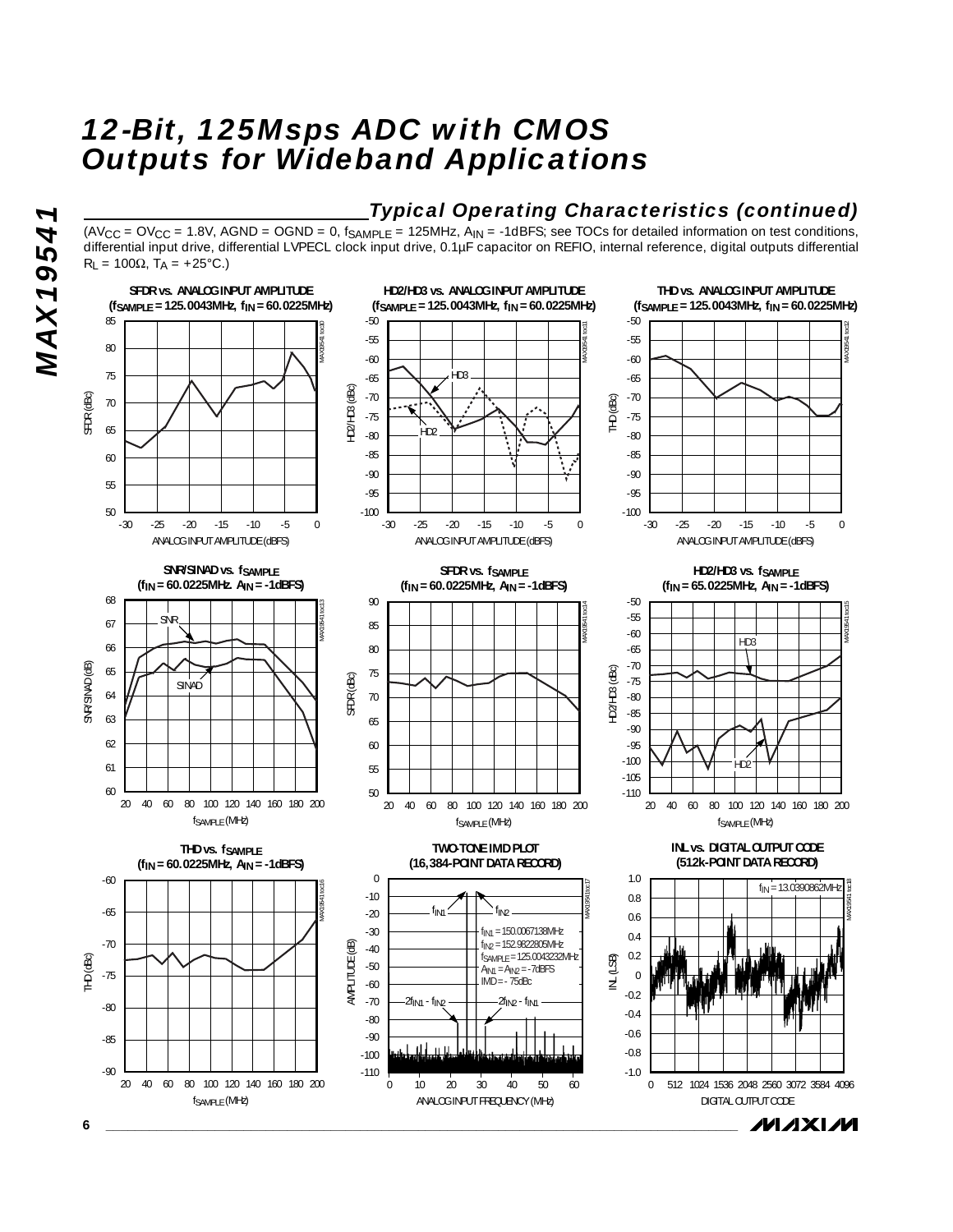## Typical Operating Characteristics (continued)

($AV_{CC}$ = $OV_{CC}$ = 1.8V, AGND = OGND = 0, $f_{SAMPLE}$ = 125MHz, $A_{IN}$ = -1dBFS; see TOCs for detailed information on test conditions, differential input drive, differential LVPECL clock input drive, 0.1µF capacitor on REFIO, internal reference, digital outputs differential $R_L$ = 100Ω, $T_A$ = +25°C.)

**SFDR vs. ANALOG INPUT AMPLITUDE ($f_{SAMPLE}$ = 125.0043MHz, $f_{IN}$ = 60.0225MHz)**

**HD2/HD3 vs. ANALOG INPUT AMPLITUDE ($f_{SAMPLE}$ = 125.0043MHz, $f_{IN}$ = 60.0225MHz)**

**THD vs. ANALOG INPUT AMPLITUDE ($f_{SAMPLE}$ = 125.0043MHz, $f_{IN}$ = 60.0225MHz)**

**SNR/SINAD vs. $f_{SAMPLE}$ ($f_{IN}$ = 60.0225MHz, $A_{IN}$ = -1dBFS)**

**SFDR vs. $f_{SAMPLE}$ ($f_{IN}$ = 60.0225MHz, $A_{IN}$ = -1dBFS)**

**HD2/HD3 vs. $f_{SAMPLE}$ ($f_{IN}$ = 65.0225MHz, $A_{IN}$ = -1dBFS)**

**THD vs. $f_{SAMPLE}$ ($f_{IN}$ = 60.0225MHz, $A_{IN}$ = -1dBFS)**

**TWO-TONE IMD PLOT (16,384-POINT DATA RECORD)**

$f_{IN1}$ = 150.0067138MHz
$f_{IN2}$ = 152.9822805MHz
$f_{SAMPLE}$ = 125.0043232MHz
$A_{IN1}$ = $A_{IN2}$ = -7dBFS
IMD = -75dBc

**INL vs. DIGITAL OUTPUT CODE (512k-POINT DATA RECORD)**

$f_{IN}$ = 13.0390862MHz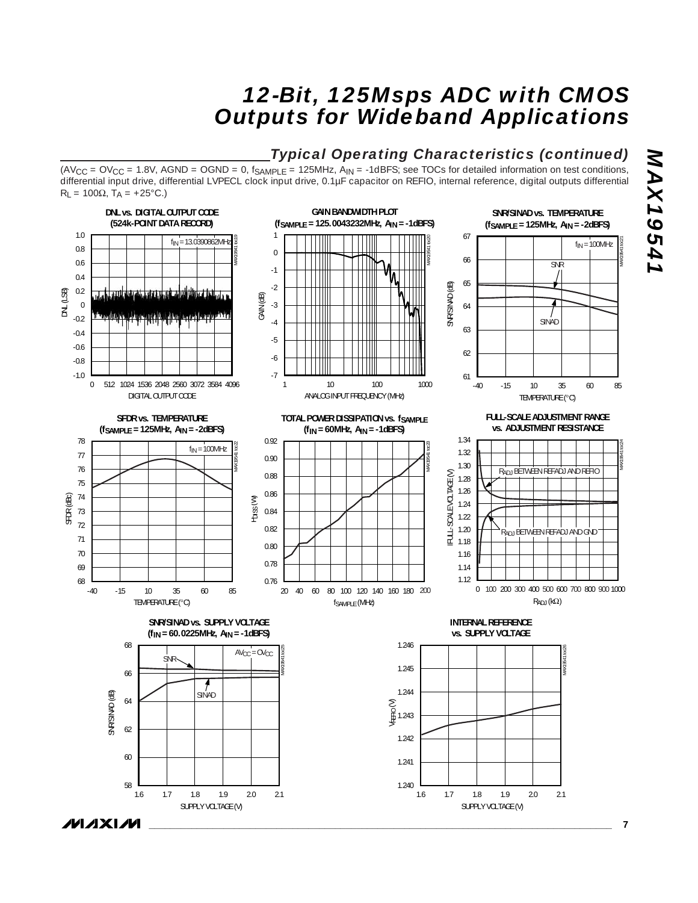## Typical Operating Characteristics (continued)

($AV_{CC} = OV_{CC} = 1.8V$, AGND = OGND = 0, $f_{SAMPLE} = 125MHz$, $A_{IN} = -1dBFS$; see TOCs for detailed information on test conditions, differential input drive, differential LVPECL clock input drive, 0.1µF capacitor on REFIO, internal reference, digital outputs differential $R_L = 100Ω$, $T_A = +25°C$.)

**DNL vs. DIGITAL OUTPUT CODE (524k-POINT DATA RECORD)**

$f_{IN} = 13.0390862MHz$

DNL (LSB) vs. DIGITAL OUTPUT CODE

**GAIN BANDWIDTH PLOT ($f_{SAMPLE} = 125.0043232MHz$, $A_{IN} = -1dBFS$)**

GAIN (dB) vs. ANALOG INPUT FREQUENCY (MHz)

**SNR/SINAD vs. TEMPERATURE ($f_{SAMPLE} = 125MHz$, $A_{IN} = -2dBFS$)**

$f_{IN} = 100MHz$

SNR, SINAD

SNR/SINAD (dB) vs. TEMPERATURE (°C)

**SFDR vs. TEMPERATURE ($f_{SAMPLE} = 125MHz$, $A_{IN} = -2dBFS$)**

$f_{IN} = 100MHz$

SFDR (dBc) vs. TEMPERATURE (°C)

**TOTAL POWER DISSIPATION vs. $f_{SAMPLE}$ ($f_{IN} = 60MHz$, $A_{IN} = -1dBFS$)**

$P_{DISS}$ (W) vs. $f_{SAMPLE}$ (MHz)

**FULL-SCALE ADJUSTMENT RANGE vs. ADJUSTMENT RESISTANCE**

$R_{ADJ}$ BETWEEN REFADJ AND REFIO

$R_{ADJ}$ BETWEEN REFADJ AND GND

FULL-SCALE VOLTAGE (V) vs. $R_{ADJ}$ (kΩ)

**SNR/SINAD vs. SUPPLY VOLTAGE ($f_{IN} = 60.0225MHz$, $A_{IN} = -1dBFS$)**

$AV_{CC} = OV_{CC}$

SNR, SINAD

SNR/SINAD (dB) vs. SUPPLY VOLTAGE (V)

**INTERNAL REFERENCE vs. SUPPLY VOLTAGE**

$V_{REFIO}$ (V) vs. SUPPLY VOLTAGE (V)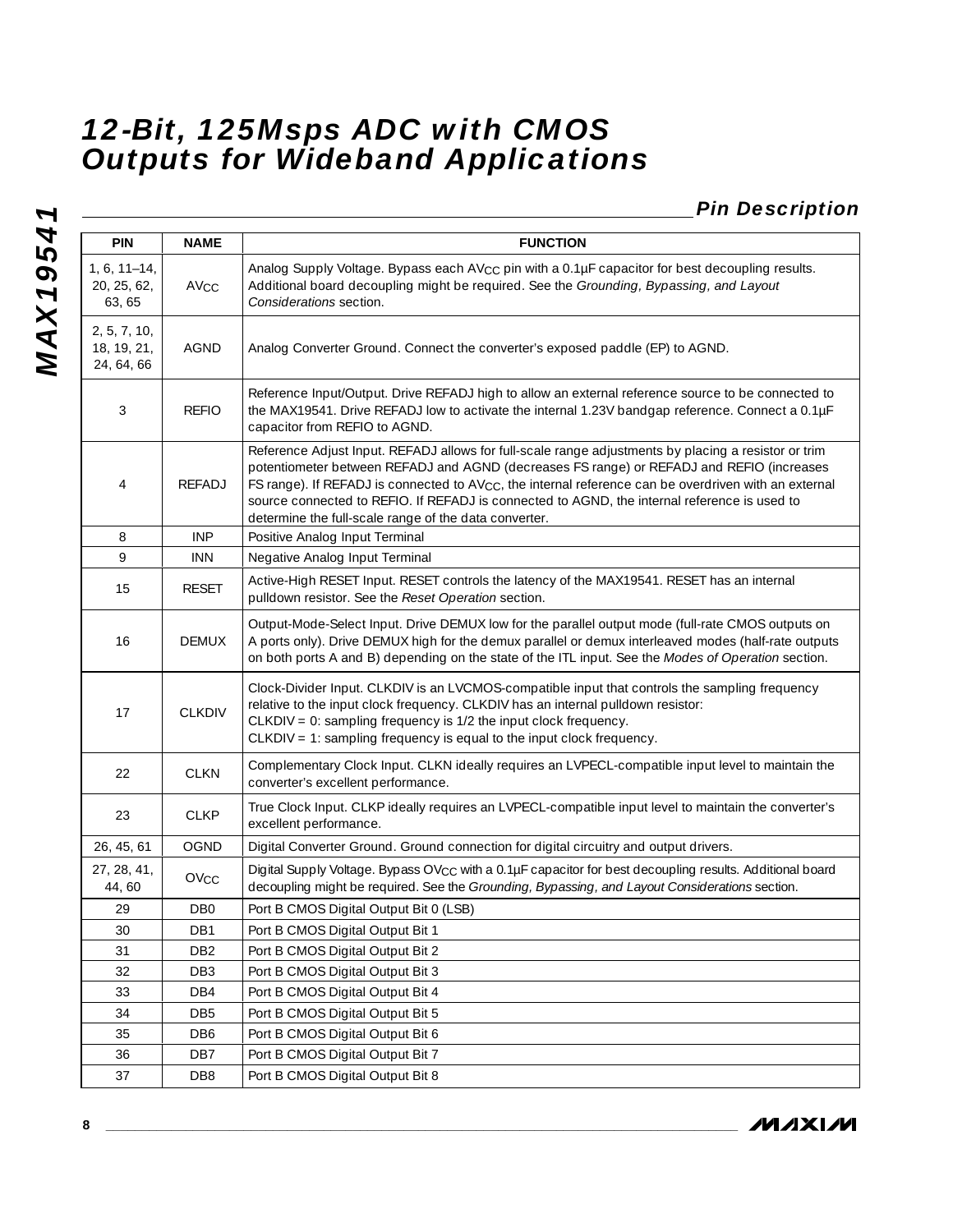## Pin Description

| PIN | NAME | FUNCTION |
|---|---|---|
| 1, 6, 11–14, 20, 25, 62, 63, 65 | $AV_{CC}$ | Analog Supply Voltage. Bypass each $AV_{CC}$ pin with a 0.1µF capacitor for best decoupling results. Additional board decoupling might be required. See the *Grounding, Bypassing, and Layout Considerations* section. |
| 2, 5, 7, 10, 18, 19, 21, 24, 64, 66 | AGND | Analog Converter Ground. Connect the converter's exposed paddle (EP) to AGND. |
| 3 | REFIO | Reference Input/Output. Drive REFADJ high to allow an external reference source to be connected to the MAX19541. Drive REFADJ low to activate the internal 1.23V bandgap reference. Connect a 0.1µF capacitor from REFIO to AGND. |
| 4 | REFADJ | Reference Adjust Input. REFADJ allows for full-scale range adjustments by placing a resistor or trim potentiometer between REFADJ and AGND (decreases FS range) or REFADJ and REFIO (increases FS range). If REFADJ is connected to $AV_{CC}$, the internal reference can be overdriven with an external source connected to REFIO. If REFADJ is connected to AGND, the internal reference is used to determine the full-scale range of the data converter. |
| 8 | INP | Positive Analog Input Terminal |
| 9 | INN | Negative Analog Input Terminal |
| 15 | RESET | Active-High RESET Input. RESET controls the latency of the MAX19541. RESET has an internal pulldown resistor. See the *Reset Operation* section. |
| 16 | DEMUX | Output-Mode-Select Input. Drive DEMUX low for the parallel output mode (full-rate CMOS outputs on A ports only). Drive DEMUX high for the demux parallel or demux interleaved modes (half-rate outputs on both ports A and B) depending on the state of the ITL input. See the *Modes of Operation* section. |
| 17 | CLKDIV | Clock-Divider Input. CLKDIV is an LVCMOS-compatible input that controls the sampling frequency relative to the input clock frequency. CLKDIV has an internal pulldown resistor:<br>CLKDIV = 0: sampling frequency is 1/2 the input clock frequency.<br>CLKDIV = 1: sampling frequency is equal to the input clock frequency. |
| 22 | CLKN | Complementary Clock Input. CLKN ideally requires an LVPECL-compatible input level to maintain the converter's excellent performance. |
| 23 | CLKP | True Clock Input. CLKP ideally requires an LVPECL-compatible input level to maintain the converter's excellent performance. |
| 26, 45, 61 | OGND | Digital Converter Ground. Ground connection for digital circuitry and output drivers. |
| 27, 28, 41, 44, 60 | $OV_{CC}$ | Digital Supply Voltage. Bypass $OV_{CC}$ with a 0.1µF capacitor for best decoupling results. Additional board decoupling might be required. See the *Grounding, Bypassing, and Layout Considerations* section. |
| 29 | DB0 | Port B CMOS Digital Output Bit 0 (LSB) |
| 30 | DB1 | Port B CMOS Digital Output Bit 1 |
| 31 | DB2 | Port B CMOS Digital Output Bit 2 |
| 32 | DB3 | Port B CMOS Digital Output Bit 3 |
| 33 | DB4 | Port B CMOS Digital Output Bit 4 |
| 34 | DB5 | Port B CMOS Digital Output Bit 5 |
| 35 | DB6 | Port B CMOS Digital Output Bit 6 |
| 36 | DB7 | Port B CMOS Digital Output Bit 7 |
| 37 | DB8 | Port B CMOS Digital Output Bit 8 |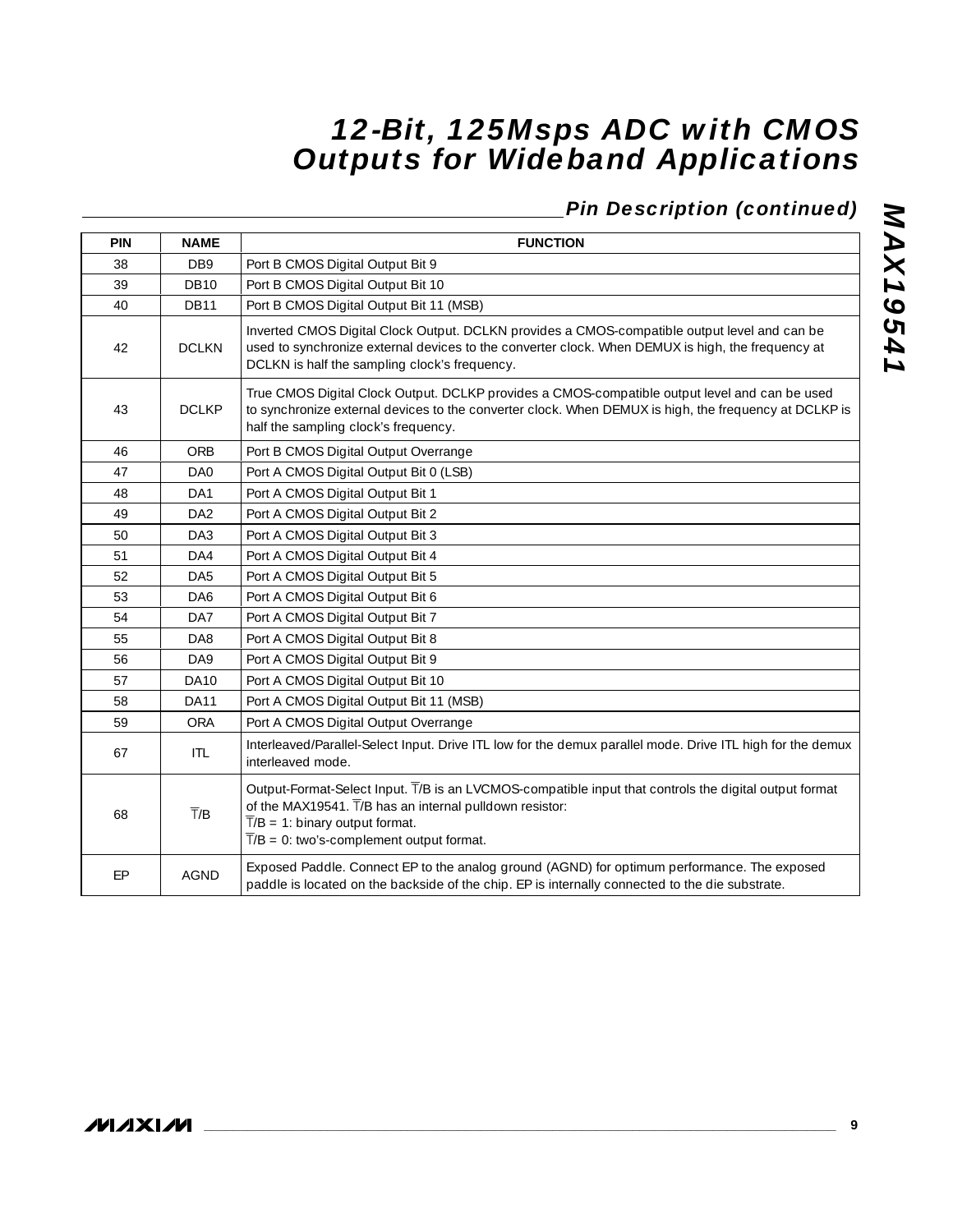## Pin Description (continued)

| PIN | NAME | FUNCTION |
|---|---|---|
| 38 | DB9 | Port B CMOS Digital Output Bit 9 |
| 39 | DB10 | Port B CMOS Digital Output Bit 10 |
| 40 | DB11 | Port B CMOS Digital Output Bit 11 (MSB) |
| 42 | DCLKN | Inverted CMOS Digital Clock Output. DCLKN provides a CMOS-compatible output level and can be used to synchronize external devices to the converter clock. When DEMUX is high, the frequency at DCLKN is half the sampling clock's frequency. |
| 43 | DCLKP | True CMOS Digital Clock Output. DCLKP provides a CMOS-compatible output level and can be used to synchronize external devices to the converter clock. When DEMUX is high, the frequency at DCLKP is half the sampling clock's frequency. |
| 46 | ORB | Port B CMOS Digital Output Overrange |
| 47 | DA0 | Port A CMOS Digital Output Bit 0 (LSB) |
| 48 | DA1 | Port A CMOS Digital Output Bit 1 |
| 49 | DA2 | Port A CMOS Digital Output Bit 2 |
| 50 | DA3 | Port A CMOS Digital Output Bit 3 |
| 51 | DA4 | Port A CMOS Digital Output Bit 4 |
| 52 | DA5 | Port A CMOS Digital Output Bit 5 |
| 53 | DA6 | Port A CMOS Digital Output Bit 6 |
| 54 | DA7 | Port A CMOS Digital Output Bit 7 |
| 55 | DA8 | Port A CMOS Digital Output Bit 8 |
| 56 | DA9 | Port A CMOS Digital Output Bit 9 |
| 57 | DA10 | Port A CMOS Digital Output Bit 10 |
| 58 | DA11 | Port A CMOS Digital Output Bit 11 (MSB) |
| 59 | ORA | Port A CMOS Digital Output Overrange |
| 67 | ITL | Interleaved/Parallel-Select Input. Drive ITL low for the demux parallel mode. Drive ITL high for the demux interleaved mode. |
| 68 | $\overline{T}$/B | Output-Format-Select Input. $\overline{T}$/B is an LVCMOS-compatible input that controls the digital output format of the MAX19541. $\overline{T}$/B has an internal pulldown resistor:<br>$\overline{T}$/B = 1: binary output format.<br>$\overline{T}$/B = 0: two's-complement output format. |
| EP | AGND | Exposed Paddle. Connect EP to the analog ground (AGND) for optimum performance. The exposed paddle is located on the backside of the chip. EP is internally connected to the die substrate. |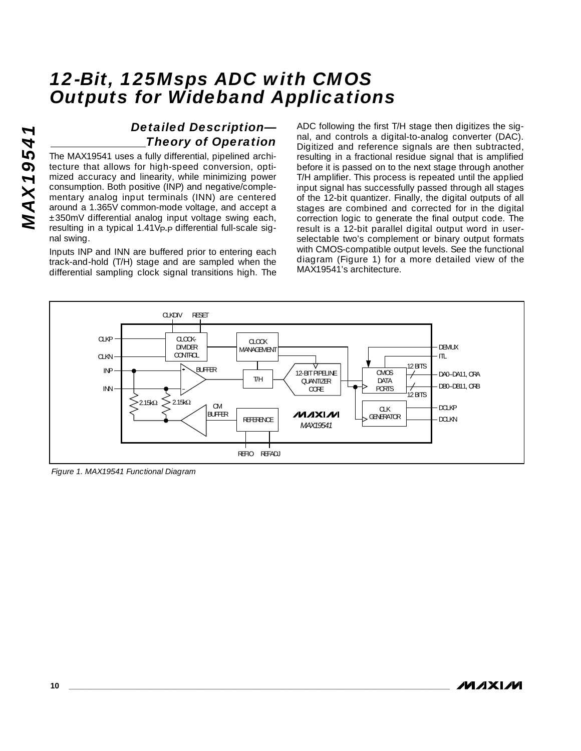## Detailed Description—Theory of Operation

The MAX19541 uses a fully differential, pipelined architecture that allows for high-speed conversion, optimized accuracy and linearity, while minimizing power consumption. Both positive (INP) and negative/complementary analog input terminals (INN) are centered around a 1.365V common-mode voltage, and accept a ±350mV differential analog input voltage swing each, resulting in a typical $1.41V_{P-P}$ differential full-scale signal swing.

Inputs INP and INN are buffered prior to entering each track-and-hold (T/H) stage and are sampled when the differential sampling clock signal transitions high. The ADC following the first T/H stage then digitizes the signal, and controls a digital-to-analog converter (DAC). Digitized and reference signals are then subtracted, resulting in a fractional residue signal that is amplified before it is passed on to the next stage through another T/H amplifier. This process is repeated until the applied input signal has successfully passed through all stages of the 12-bit quantizer. Finally, the digital outputs of all stages are combined and corrected for in the digital correction logic to generate the final output code. The result is a 12-bit parallel digital output word in user-selectable two's complement or binary output formats with CMOS-compatible output levels. See the functional diagram (Figure 1) for a more detailed view of the MAX19541's architecture.

*Figure 1. MAX19541 Functional Diagram*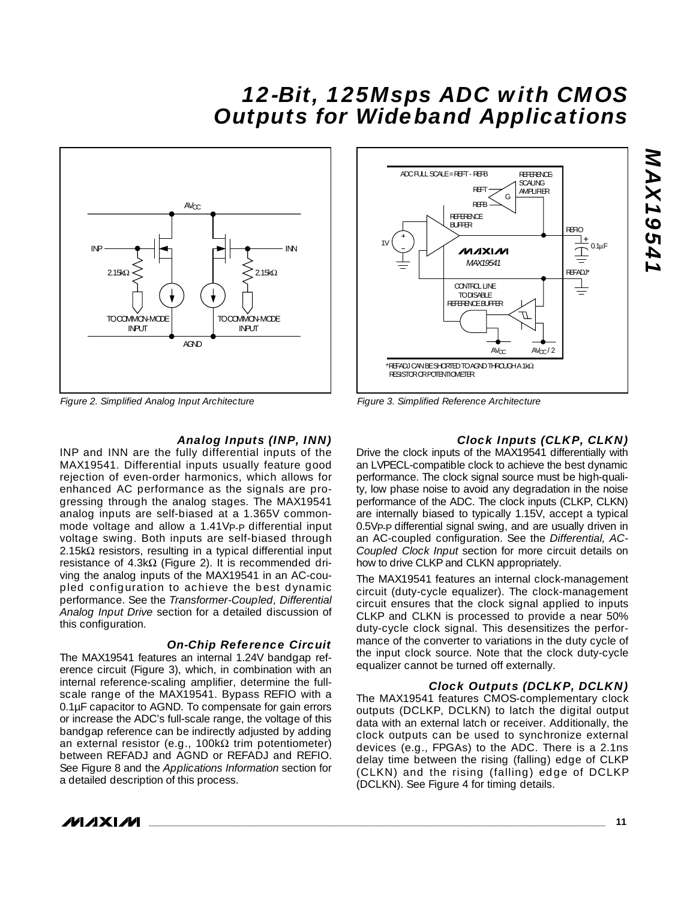Figure 2. Simplified Analog Input Architecture

Figure 3. Simplified Reference Architecture

### Analog Inputs (INP, INN)

INP and INN are the fully differential inputs of the MAX19541. Differential inputs usually feature good rejection of even-order harmonics, which allows for enhanced AC performance as the signals are progressing through the analog stages. The MAX19541 analog inputs are self-biased at a 1.365V common-mode voltage and allow a 1.41$V_{P-P}$ differential input voltage swing. Both inputs are self-biased through 2.15kΩ resistors, resulting in a typical differential input resistance of 4.3kΩ (Figure 2). It is recommended driving the analog inputs of the MAX19541 in an AC-coupled configuration to achieve the best dynamic performance. See the *Transformer-Coupled, Differential Analog Input Drive* section for a detailed discussion of this configuration.

### On-Chip Reference Circuit

The MAX19541 features an internal 1.24V bandgap reference circuit (Figure 3), which, in combination with an internal reference-scaling amplifier, determine the full-scale range of the MAX19541. Bypass REFIO with a 0.1µF capacitor to AGND. To compensate for gain errors or increase the ADC's full-scale range, the voltage of this bandgap reference can be indirectly adjusted by adding an external resistor (e.g., 100kΩ trim potentiometer) between REFADJ and AGND or REFADJ and REFIO. See Figure 8 and the *Applications Information* section for a detailed description of this process.

### Clock Inputs (CLKP, CLKN)

Drive the clock inputs of the MAX19541 differentially with an LVPECL-compatible clock to achieve the best dynamic performance. The clock signal source must be high-quality, low phase noise to avoid any degradation in the noise performance of the ADC. The clock inputs (CLKP, CLKN) are internally biased to typically 1.15V, accept a typical 0.5$V_{P-P}$ differential signal swing, and are usually driven in an AC-coupled configuration. See the *Differential, AC-Coupled Clock Input* section for more circuit details on how to drive CLKP and CLKN appropriately.

The MAX19541 features an internal clock-management circuit (duty-cycle equalizer). The clock-management circuit ensures that the clock signal applied to inputs CLKP and CLKN is processed to provide a near 50% duty-cycle clock signal. This desensitizes the performance of the converter to variations in the duty cycle of the input clock source. Note that the clock duty-cycle equalizer cannot be turned off externally.

### Clock Outputs (DCLKP, DCLKN)

The MAX19541 features CMOS-complementary clock outputs (DCLKP, DCLKN) to latch the digital output data with an external latch or receiver. Additionally, the clock outputs can be used to synchronize external devices (e.g., FPGAs) to the ADC. There is a 2.1ns delay time between the rising (falling) edge of CLKP (CLKN) and the rising (falling) edge of DCLKP (DCLKN). See Figure 4 for timing details.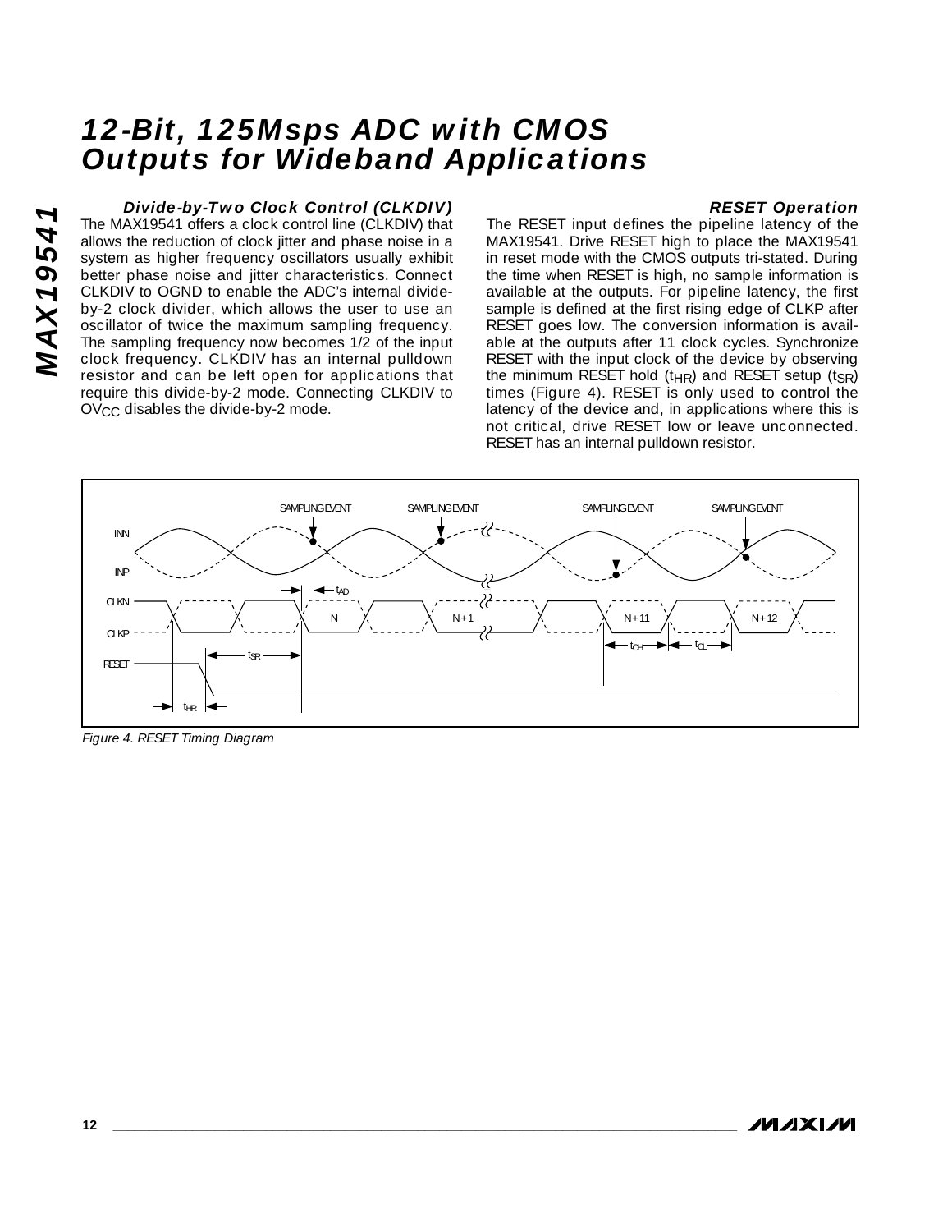### Divide-by-Two Clock Control (CLKDIV)

The MAX19541 offers a clock control line (CLKDIV) that allows the reduction of clock jitter and phase noise in a system as higher frequency oscillators usually exhibit better phase noise and jitter characteristics. Connect CLKDIV to OGND to enable the ADC's internal divide-by-2 clock divider, which allows the user to use an oscillator of twice the maximum sampling frequency. The sampling frequency now becomes 1/2 of the input clock frequency. CLKDIV has an internal pulldown resistor and can be left open for applications that require this divide-by-2 mode. Connecting CLKDIV to $OV_{CC}$ disables the divide-by-2 mode.

### RESET Operation

The RESET input defines the pipeline latency of the MAX19541. Drive RESET high to place the MAX19541 in reset mode with the CMOS outputs tri-stated. During the time when RESET is high, no sample information is available at the outputs. For pipeline latency, the first sample is defined at the first rising edge of CLKP after RESET goes low. The conversion information is available at the outputs after 11 clock cycles. Synchronize RESET with the input clock of the device by observing the minimum RESET hold ($t_{HR}$) and RESET setup ($t_{SR}$) times (Figure 4). RESET is only used to control the latency of the device and, in applications where this is not critical, drive RESET low or leave unconnected. RESET has an internal pulldown resistor.

Figure 4. RESET Timing Diagram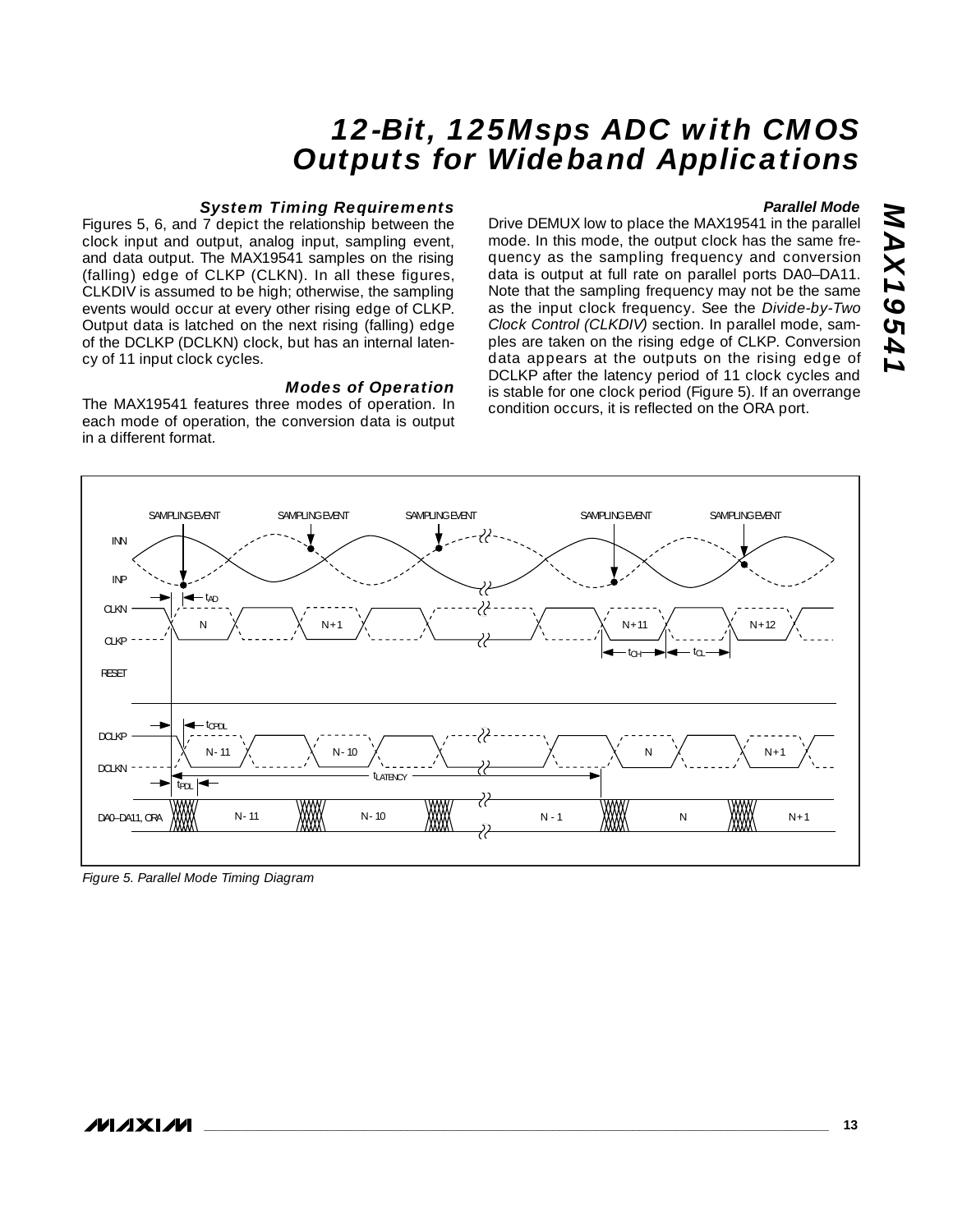### System Timing Requirements

Figures 5, 6, and 7 depict the relationship between the clock input and output, analog input, sampling event, and data output. The MAX19541 samples on the rising (falling) edge of CLKP (CLKN). In all these figures, CLKDIV is assumed to be high; otherwise, the sampling events would occur at every other rising edge of CLKP. Output data is latched on the next rising (falling) edge of the DCLKP (DCLKN) clock, but has an internal latency of 11 input clock cycles.

### Modes of Operation

The MAX19541 features three modes of operation. In each mode of operation, the conversion data is output in a different format.

#### Parallel Mode

Drive DEMUX low to place the MAX19541 in the parallel mode. In this mode, the output clock has the same frequency as the sampling frequency and conversion data is output at full rate on parallel ports DA0–DA11. Note that the sampling frequency may not be the same as the input clock frequency. See the *Divide-by-Two Clock Control (CLKDIV)* section. In parallel mode, samples are taken on the rising edge of CLKP. Conversion data appears at the outputs on the rising edge of DCLKP after the latency period of 11 clock cycles and is stable for one clock period (Figure 5). If an overrange condition occurs, it is reflected on the ORA port.

*Figure 5. Parallel Mode Timing Diagram*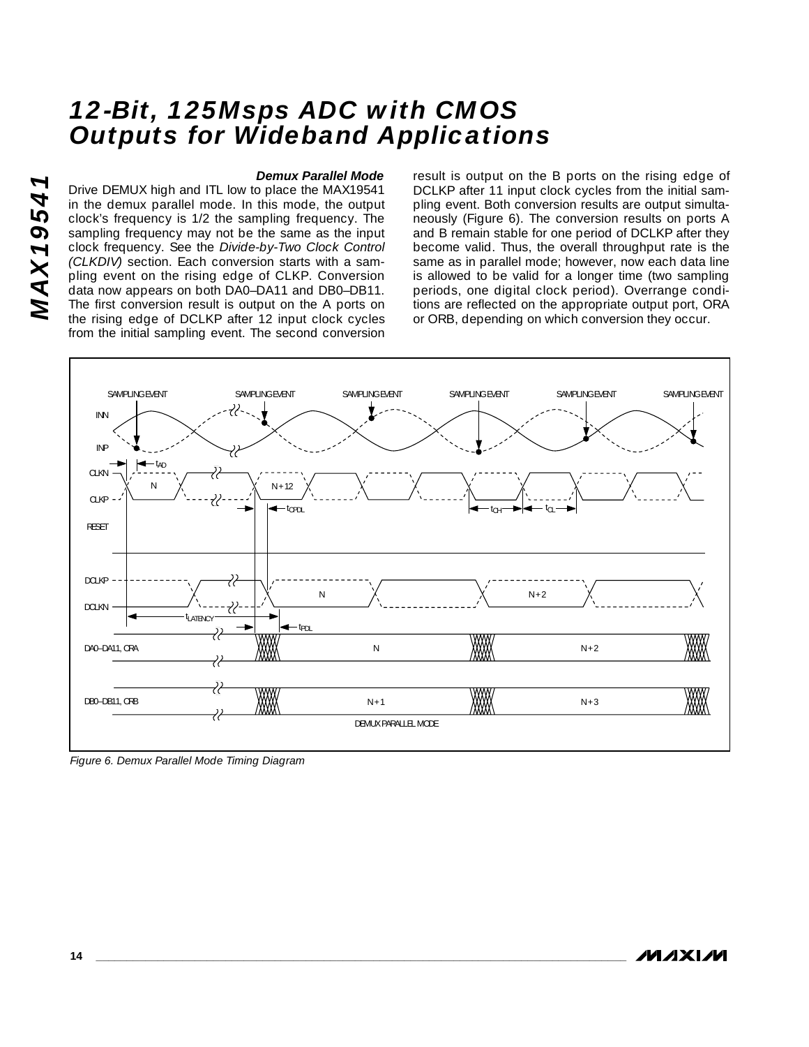### Demux Parallel Mode

Drive DEMUX high and ITL low to place the MAX19541 in the demux parallel mode. In this mode, the output clock's frequency is 1/2 the sampling frequency. The sampling frequency may not be the same as the input clock frequency. See the *Divide-by-Two Clock Control (CLKDIV)* section. Each conversion starts with a sampling event on the rising edge of CLKP. Conversion data now appears on both DA0–DA11 and DB0–DB11. The first conversion result is output on the A ports on the rising edge of DCLKP after 12 input clock cycles from the initial sampling event. The second conversion result is output on the B ports on the rising edge of DCLKP after 11 input clock cycles from the initial sampling event. Both conversion results are output simultaneously (Figure 6). The conversion results on ports A and B remain stable for one period of DCLKP after they become valid. Thus, the overall throughput rate is the same as in parallel mode; however, now each data line is allowed to be valid for a longer time (two sampling periods, one digital clock period). Overrange conditions are reflected on the appropriate output port, ORA or ORB, depending on which conversion they occur.

*Figure 6. Demux Parallel Mode Timing Diagram*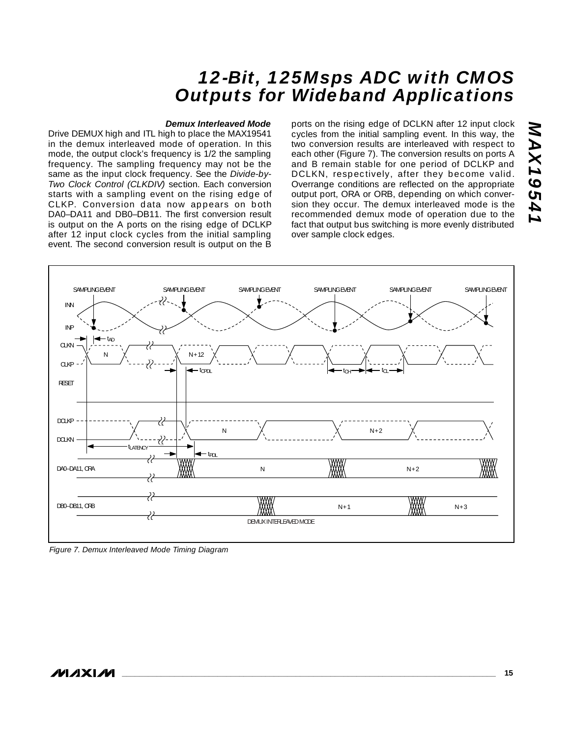### Demux Interleaved Mode

Drive DEMUX high and ITL high to place the MAX19541 in the demux interleaved mode of operation. In this mode, the output clock's frequency is 1/2 the sampling frequency. The sampling frequency may not be the same as the input clock frequency. See the *Divide-by-Two Clock Control (CLKDIV)* section. Each conversion starts with a sampling event on the rising edge of CLKP. Conversion data now appears on both DA0–DA11 and DB0–DB11. The first conversion result is output on the A ports on the rising edge of DCLKP after 12 input clock cycles from the initial sampling event. The second conversion result is output on the B ports on the rising edge of DCLKN after 12 input clock cycles from the initial sampling event. In this way, the two conversion results are interleaved with respect to each other (Figure 7). The conversion results on ports A and B remain stable for one period of DCLKP and DCLKN, respectively, after they become valid. Overrange conditions are reflected on the appropriate output port, ORA or ORB, depending on which conversion they occur. The demux interleaved mode is the recommended demux mode of operation due to the fact that output bus switching is more evenly distributed over sample clock edges.

*Figure 7. Demux Interleaved Mode Timing Diagram*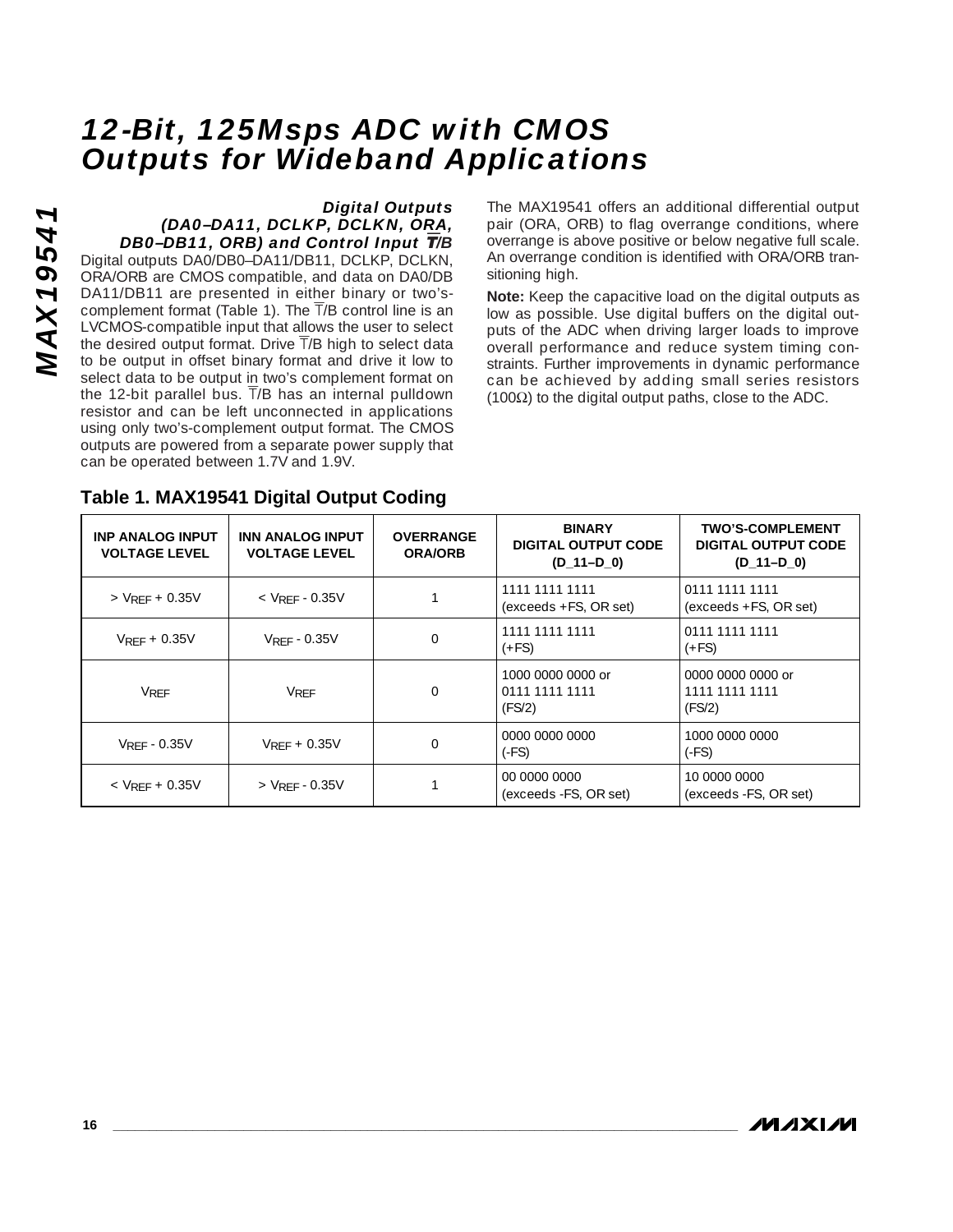### Digital Outputs (DA0–DA11, DCLKP, DCLKN, ORA, DB0–DB11, ORB) and Control Input $\overline{T}$/B

Digital outputs DA0/DB0–DA11/DB11, DCLKP, DCLKN, ORA/ORB are CMOS compatible, and data on DA0/DB DA11/DB11 are presented in either binary or two's-complement format (Table 1). The $\overline{T}$/B control line is an LVCMOS-compatible input that allows the user to select the desired output format. Drive $\overline{T}$/B high to select data to be output in offset binary format and drive it low to select data to be output in two's complement format on the 12-bit parallel bus. $\overline{T}$/B has an internal pulldown resistor and can be left unconnected in applications using only two's-complement output format. The CMOS outputs are powered from a separate power supply that can be operated between 1.7V and 1.9V.

The MAX19541 offers an additional differential output pair (ORA, ORB) to flag overrange conditions, where overrange is above positive or below negative full scale. An overrange condition is identified with ORA/ORB transitioning high.

**Note:** Keep the capacitive load on the digital outputs as low as possible. Use digital buffers on the digital outputs of the ADC when driving larger loads to improve overall performance and reduce system timing constraints. Further improvements in dynamic performance can be achieved by adding small series resistors (100Ω) to the digital output paths, close to the ADC.

## Table 1. MAX19541 Digital Output Coding

| INP ANALOG INPUT VOLTAGE LEVEL | INN ANALOG INPUT VOLTAGE LEVEL | OVERRANGE ORA/ORB | BINARY DIGITAL OUTPUT CODE (D_11–D_0) | TWO'S-COMPLEMENT DIGITAL OUTPUT CODE (D_11–D_0) |
|---|---|---|---|---|
| > $V_{REF}$ + 0.35V | < $V_{REF}$ - 0.35V | 1 | 1111 1111 1111 (exceeds +FS, OR set) | 0111 1111 1111 (exceeds +FS, OR set) |
| $V_{REF}$ + 0.35V | $V_{REF}$ - 0.35V | 0 | 1111 1111 1111 (+FS) | 0111 1111 1111 (+FS) |
| $V_{REF}$ | $V_{REF}$ | 0 | 1000 0000 0000 or 0111 1111 1111 (FS/2) | 0000 0000 0000 or 1111 1111 1111 (FS/2) |
| $V_{REF}$ - 0.35V | $V_{REF}$ + 0.35V | 0 | 0000 0000 0000 (-FS) | 1000 0000 0000 (-FS) |
| < $V_{REF}$ + 0.35V | > $V_{REF}$ - 0.35V | 1 | 00 0000 0000 (exceeds -FS, OR set) | 10 0000 0000 (exceeds -FS, OR set) |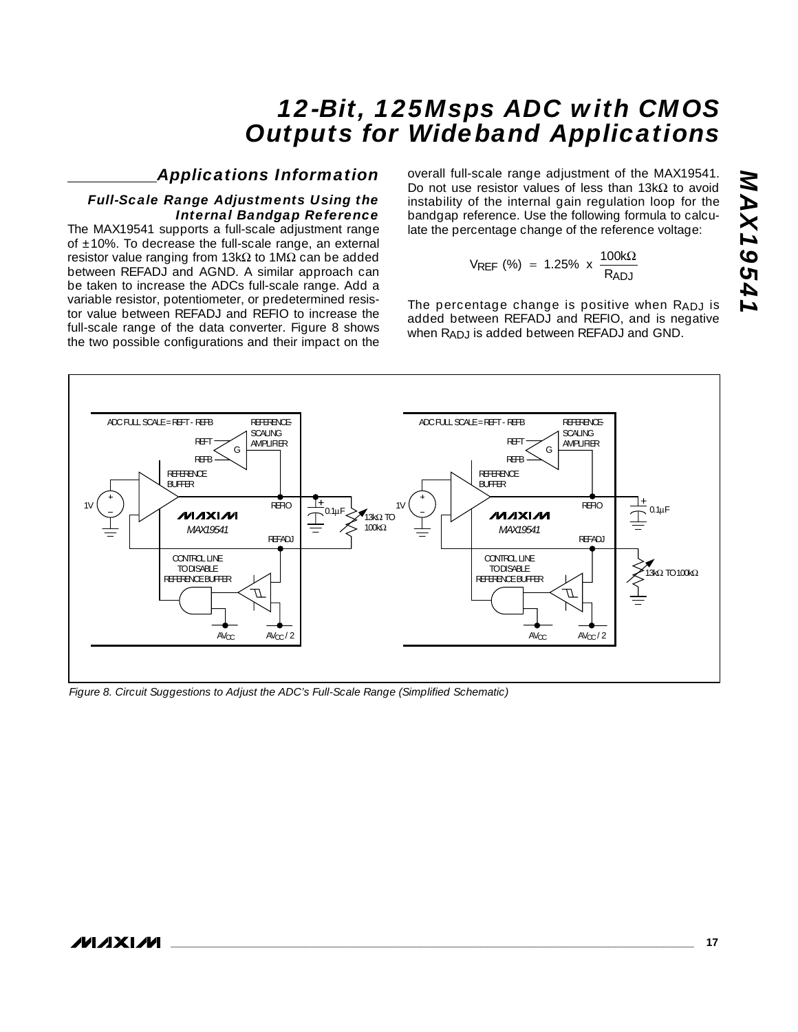## Applications Information

### Full-Scale Range Adjustments Using the Internal Bandgap Reference

The MAX19541 supports a full-scale adjustment range of ±10%. To decrease the full-scale range, an external resistor value ranging from 13kΩ to 1MΩ can be added between REFADJ and AGND. A similar approach can be taken to increase the ADCs full-scale range. Add a variable resistor, potentiometer, or predetermined resistor value between REFADJ and REFIO to increase the full-scale range of the data converter. Figure 8 shows the two possible configurations and their impact on the overall full-scale range adjustment of the MAX19541. Do not use resistor values of less than 13kΩ to avoid instability of the internal gain regulation loop for the bandgap reference. Use the following formula to calculate the percentage change of the reference voltage:

$$V_{REF}\ (\%) = 1.25\% \times \frac{100k\Omega}{R_{ADJ}}$$

The percentage change is positive when $R_{ADJ}$ is added between REFADJ and REFIO, and is negative when $R_{ADJ}$ is added between REFADJ and GND.

*Figure 8. Circuit Suggestions to Adjust the ADC's Full-Scale Range (Simplified Schematic)*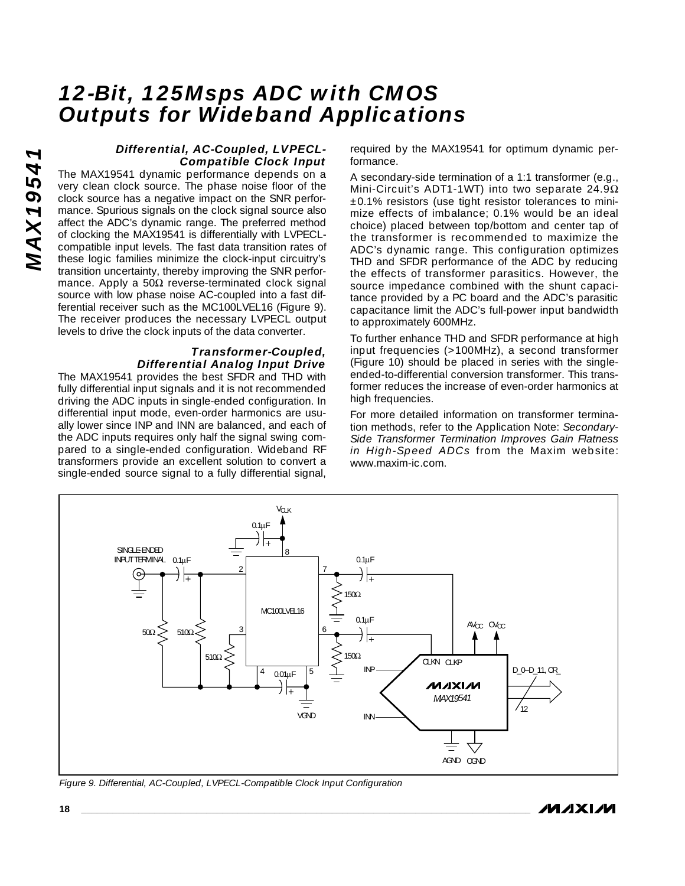### Differential, AC-Coupled, LVPECL-Compatible Clock Input

The MAX19541 dynamic performance depends on a very clean clock source. The phase noise floor of the clock source has a negative impact on the SNR performance. Spurious signals on the clock signal source also affect the ADC's dynamic range. The preferred method of clocking the MAX19541 is differentially with LVPECL-compatible input levels. The fast data transition rates of these logic families minimize the clock-input circuitry's transition uncertainty, thereby improving the SNR performance. Apply a 50Ω reverse-terminated clock signal source with low phase noise AC-coupled into a fast differential receiver such as the MC100LVEL16 (Figure 9). The receiver produces the necessary LVPECL output levels to drive the clock inputs of the data converter.

### Transformer-Coupled, Differential Analog Input Drive

The MAX19541 provides the best SFDR and THD with fully differential input signals and it is not recommended driving the ADC inputs in single-ended configuration. In differential input mode, even-order harmonics are usually lower since INP and INN are balanced, and each of the ADC inputs requires only half the signal swing compared to a single-ended configuration. Wideband RF transformers provide an excellent solution to convert a single-ended source signal to a fully differential signal, required by the MAX19541 for optimum dynamic performance.

A secondary-side termination of a 1:1 transformer (e.g., Mini-Circuit's ADT1-1WT) into two separate 24.9Ω ±0.1% resistors (use tight resistor tolerances to minimize effects of imbalance; 0.1% would be an ideal choice) placed between top/bottom and center tap of the transformer is recommended to maximize the ADC's dynamic range. This configuration optimizes THD and SFDR performance of the ADC by reducing the effects of transformer parasitics. However, the source impedance combined with the shunt capacitance provided by a PC board and the ADC's parasitic capacitance limit the ADC's full-power input bandwidth to approximately 600MHz.

To further enhance THD and SFDR performance at high input frequencies (>100MHz), a second transformer (Figure 10) should be placed in series with the single-ended-to-differential conversion transformer. This transformer reduces the increase of even-order harmonics at high frequencies.

For more detailed information on transformer termination methods, refer to the Application Note: *Secondary-Side Transformer Termination Improves Gain Flatness in High-Speed ADCs* from the Maxim website: www.maxim-ic.com.

*Figure 9. Differential, AC-Coupled, LVPECL-Compatible Clock Input Configuration*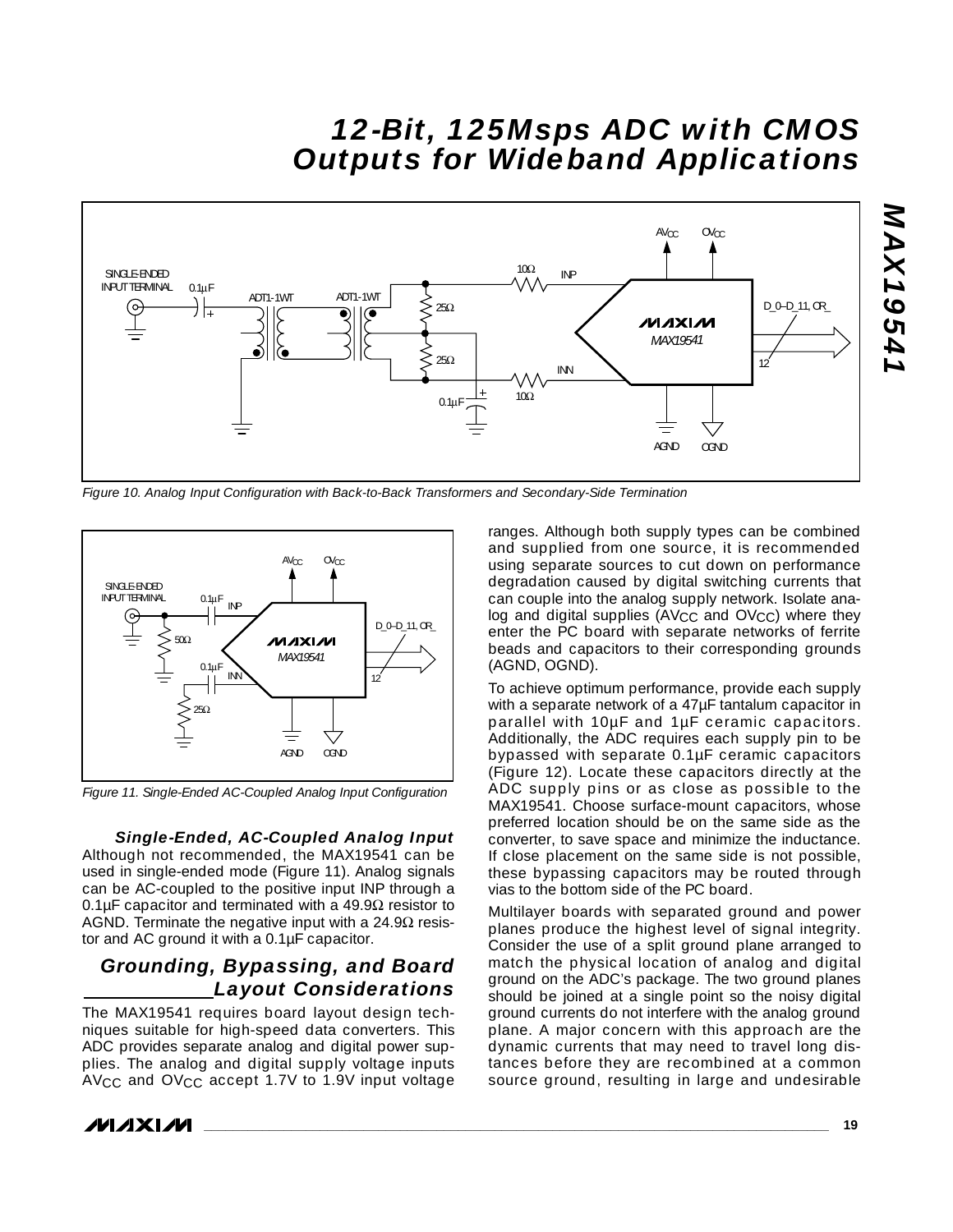Figure 10. Analog Input Configuration with Back-to-Back Transformers and Secondary-Side Termination

Figure 11. Single-Ended AC-Coupled Analog Input Configuration

### Single-Ended, AC-Coupled Analog Input

Although not recommended, the MAX19541 can be used in single-ended mode (Figure 11). Analog signals can be AC-coupled to the positive input INP through a 0.1µF capacitor and terminated with a 49.9Ω resistor to AGND. Terminate the negative input with a 24.9Ω resistor and AC ground it with a 0.1µF capacitor.

## Grounding, Bypassing, and Board Layout Considerations

The MAX19541 requires board layout design techniques suitable for high-speed data converters. This ADC provides separate analog and digital power supplies. The analog and digital supply voltage inputs $AV_{CC}$ and $OV_{CC}$ accept 1.7V to 1.9V input voltage ranges. Although both supply types can be combined and supplied from one source, it is recommended using separate sources to cut down on performance degradation caused by digital switching currents that can couple into the analog supply network. Isolate analog and digital supplies ($AV_{CC}$ and $OV_{CC}$) where they enter the PC board with separate networks of ferrite beads and capacitors to their corresponding grounds (AGND, OGND).

To achieve optimum performance, provide each supply with a separate network of a 47µF tantalum capacitor in parallel with 10µF and 1µF ceramic capacitors. Additionally, the ADC requires each supply pin to be bypassed with separate 0.1µF ceramic capacitors (Figure 12). Locate these capacitors directly at the ADC supply pins or as close as possible to the MAX19541. Choose surface-mount capacitors, whose preferred location should be on the same side as the converter, to save space and minimize the inductance. If close placement on the same side is not possible, these bypassing capacitors may be routed through vias to the bottom side of the PC board.

Multilayer boards with separated ground and power planes produce the highest level of signal integrity. Consider the use of a split ground plane arranged to match the physical location of analog and digital ground on the ADC's package. The two ground planes should be joined at a single point so the noisy digital ground currents do not interfere with the analog ground plane. A major concern with this approach are the dynamic currents that may need to travel long distances before they are recombined at a common source ground, resulting in large and undesirable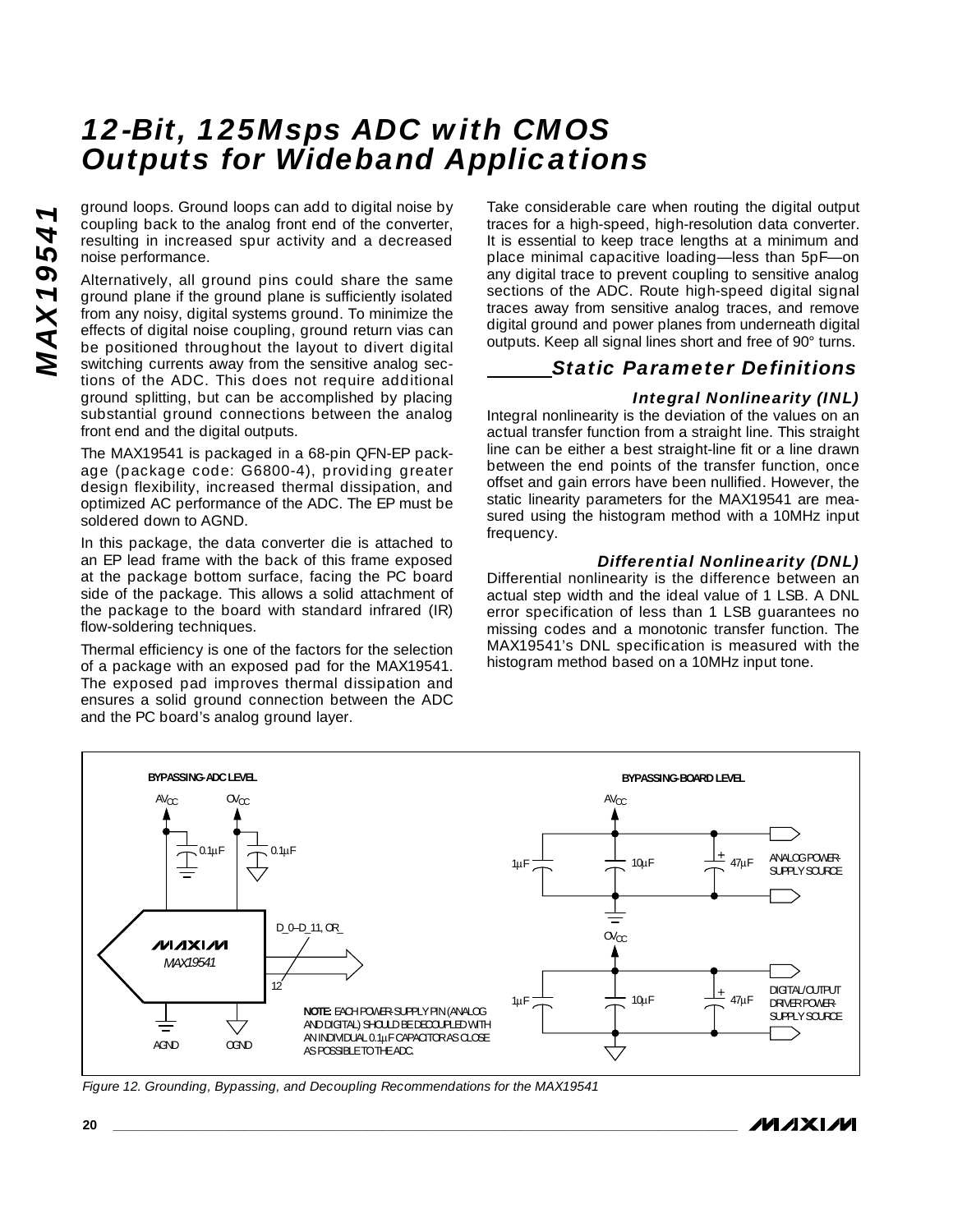ground loops. Ground loops can add to digital noise by coupling back to the analog front end of the converter, resulting in increased spur activity and a decreased noise performance.

Alternatively, all ground pins could share the same ground plane if the ground plane is sufficiently isolated from any noisy, digital systems ground. To minimize the effects of digital noise coupling, ground return vias can be positioned throughout the layout to divert digital switching currents away from the sensitive analog sections of the ADC. This does not require additional ground splitting, but can be accomplished by placing substantial ground connections between the analog front end and the digital outputs.

The MAX19541 is packaged in a 68-pin QFN-EP package (package code: G6800-4), providing greater design flexibility, increased thermal dissipation, and optimized AC performance of the ADC. The EP must be soldered down to AGND.

In this package, the data converter die is attached to an EP lead frame with the back of this frame exposed at the package bottom surface, facing the PC board side of the package. This allows a solid attachment of the package to the board with standard infrared (IR) flow-soldering techniques.

Thermal efficiency is one of the factors for the selection of a package with an exposed pad for the MAX19541. The exposed pad improves thermal dissipation and ensures a solid ground connection between the ADC and the PC board's analog ground layer.

Take considerable care when routing the digital output traces for a high-speed, high-resolution data converter. It is essential to keep trace lengths at a minimum and place minimal capacitive loading—less than 5pF—on any digital trace to prevent coupling to sensitive analog sections of the ADC. Route high-speed digital signal traces away from sensitive analog traces, and remove digital ground and power planes from underneath digital outputs. Keep all signal lines short and free of 90° turns.

## Static Parameter Definitions

### Integral Nonlinearity (INL)

Integral nonlinearity is the deviation of the values on an actual transfer function from a straight line. This straight line can be either a best straight-line fit or a line drawn between the end points of the transfer function, once offset and gain errors have been nullified. However, the static linearity parameters for the MAX19541 are measured using the histogram method with a 10MHz input frequency.

### Differential Nonlinearity (DNL)

Differential nonlinearity is the difference between an actual step width and the ideal value of 1 LSB. A DNL error specification of less than 1 LSB guarantees no missing codes and a monotonic transfer function. The MAX19541's DNL specification is measured with the histogram method based on a 10MHz input tone.

BYPASSING-ADC LEVEL

$AV_{CC}$ $OV_{CC}$ 0.1µF 0.1µF

MAX19541 D_0–D_11, OR_ 12

AGND OGND

**NOTE:** EACH POWER-SUPPLY PIN (ANALOG AND DIGITAL) SHOULD BE DECOUPLED WITH AN INDIVIDUAL 0.1µF CAPACITOR AS CLOSE AS POSSIBLE TO THE ADC.

BYPASSING-BOARD LEVEL

$AV_{CC}$ 1µF 10µF 47µF ANALOG POWER-SUPPLY SOURCE

$OV_{CC}$ 1µF 10µF 47µF DIGITAL/OUTPUT DRIVER POWER-SUPPLY SOURCE

*Figure 12. Grounding, Bypassing, and Decoupling Recommendations for the MAX19541*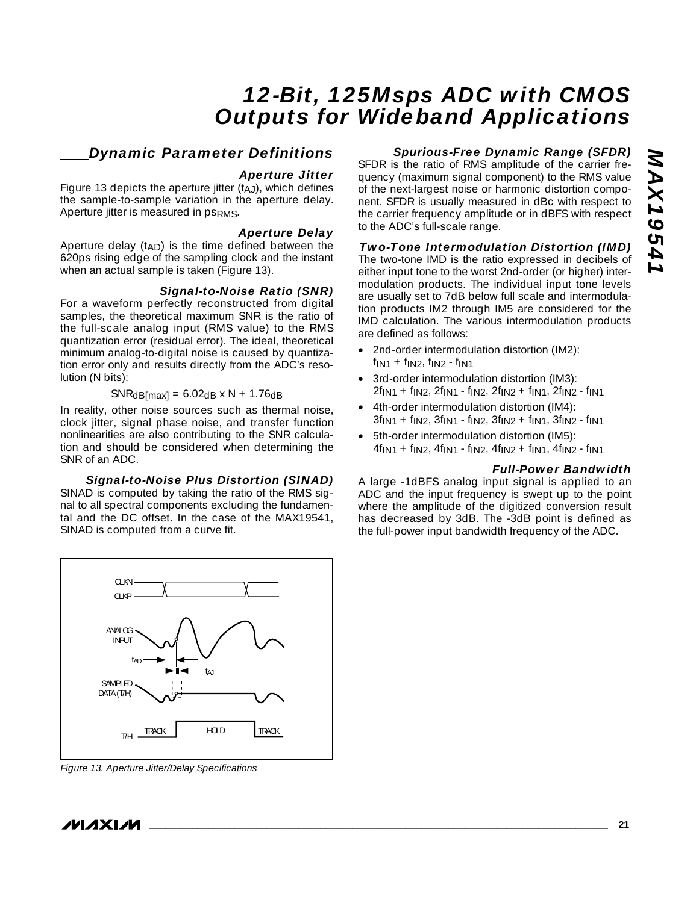## Dynamic Parameter Definitions

### Aperture Jitter

Figure 13 depicts the aperture jitter ($t_{AJ}$), which defines the sample-to-sample variation in the aperture delay. Aperture jitter is measured in $ps_{RMS}$.

### Aperture Delay

Aperture delay ($t_{AD}$) is the time defined between the 620ps rising edge of the sampling clock and the instant when an actual sample is taken (Figure 13).

### Signal-to-Noise Ratio (SNR)

For a waveform perfectly reconstructed from digital samples, the theoretical maximum SNR is the ratio of the full-scale analog input (RMS value) to the RMS quantization error (residual error). The ideal, theoretical minimum analog-to-digital noise is caused by quantization error only and results directly from the ADC's resolution (N bits):

$$SNR_{dB[max]} = 6.02_{dB} \times N + 1.76_{dB}$$

In reality, other noise sources such as thermal noise, clock jitter, signal phase noise, and transfer function nonlinearities are also contributing to the SNR calculation and should be considered when determining the SNR of an ADC.

### Signal-to-Noise Plus Distortion (SINAD)

SINAD is computed by taking the ratio of the RMS signal to all spectral components excluding the fundamental and the DC offset. In the case of the MAX19541, SINAD is computed from a curve fit.

Figure 13. Aperture Jitter/Delay Specifications

### Spurious-Free Dynamic Range (SFDR)

SFDR is the ratio of RMS amplitude of the carrier frequency (maximum signal component) to the RMS value of the next-largest noise or harmonic distortion component. SFDR is usually measured in dBc with respect to the carrier frequency amplitude or in dBFS with respect to the ADC's full-scale range.

### Two-Tone Intermodulation Distortion (IMD)

The two-tone IMD is the ratio expressed in decibels of either input tone to the worst 2nd-order (or higher) intermodulation products. The individual input tone levels are usually set to 7dB below full scale and intermodulation products IM2 through IM5 are considered for the IMD calculation. The various intermodulation products are defined as follows:

- 2nd-order intermodulation distortion (IM2): $f_{IN1} + f_{IN2}$, $f_{IN2} - f_{IN1}$
- 3rd-order intermodulation distortion (IM3): $2f_{IN1} + f_{IN2}$, $2f_{IN1} - f_{IN2}$, $2f_{IN2} + f_{IN1}$, $2f_{IN2} - f_{IN1}$
- 4th-order intermodulation distortion (IM4): $3f_{IN1} + f_{IN2}$, $3f_{IN1} - f_{IN2}$, $3f_{IN2} + f_{IN1}$, $3f_{IN2} - f_{IN1}$
- 5th-order intermodulation distortion (IM5): $4f_{IN1} + f_{IN2}$, $4f_{IN1} - f_{IN2}$, $4f_{IN2} + f_{IN1}$, $4f_{IN2} - f_{IN1}$

### Full-Power Bandwidth

A large -1dBFS analog input signal is applied to an ADC and the input frequency is swept up to the point where the amplitude of the digitized conversion result has decreased by 3dB. The -3dB point is defined as the full-power input bandwidth frequency of the ADC.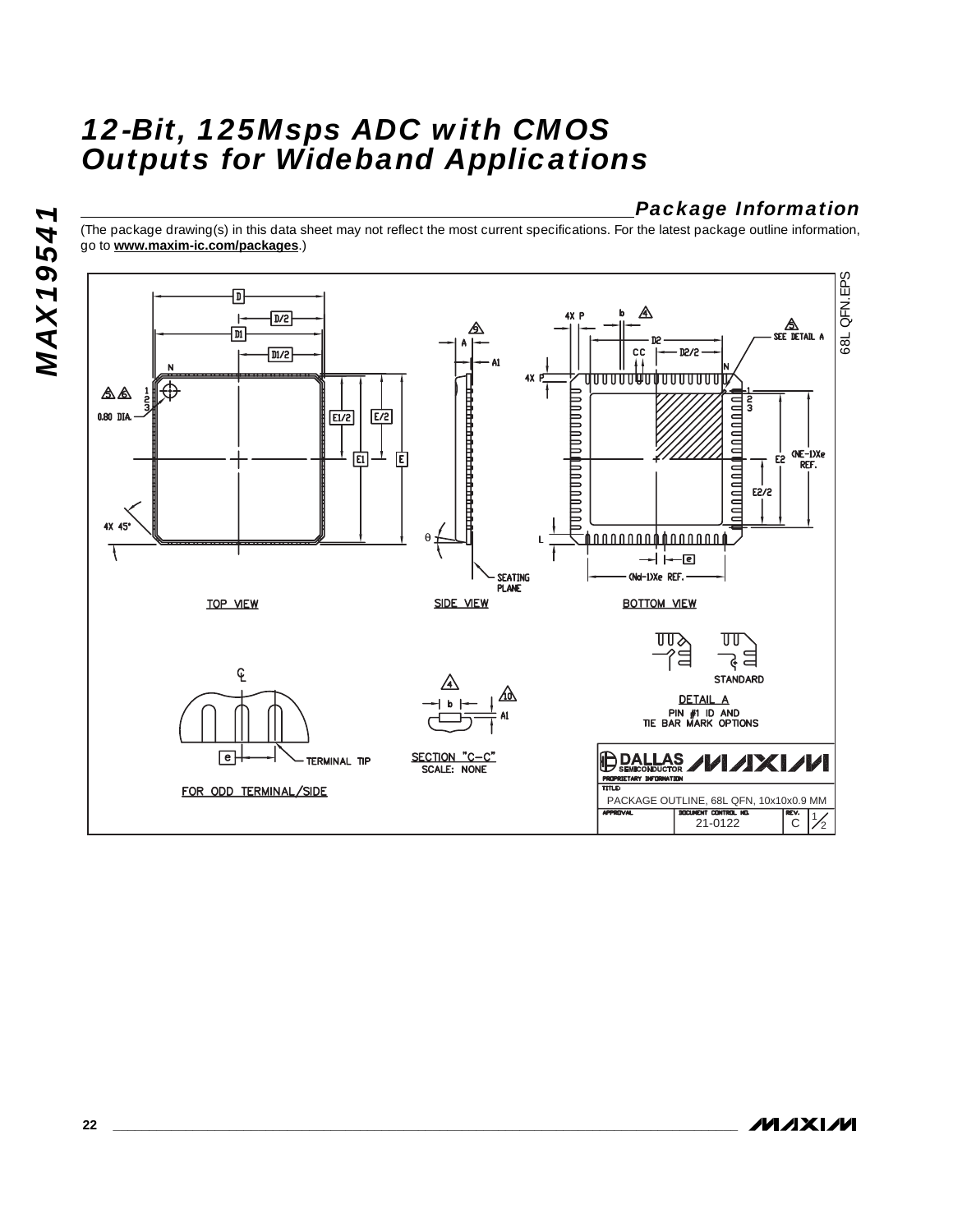## Package Information

(The package drawing(s) in this data sheet may not reflect the most current specifications. For the latest package outline information, go to **www.maxim-ic.com/packages**.)

68L QFN.EPS

TOP VIEW

SIDE VIEW

BOTTOM VIEW

DETAIL A
PIN #1 ID AND
TIE BAR MARK OPTIONS

FOR ODD TERMINAL/SIDE

SECTION "C–C"
SCALE: NONE

| DALLAS SEMICONDUCTOR / MAXIM | | | |
|---|---|---|---|
| PROPRIETARY INFORMATION | | | |
| TITLE: PACKAGE OUTLINE, 68L QFN, 10x10x0.9 MM | | | |
| APPROVAL | DOCUMENT CONTROL NO. 21-0122 | REV. C | 1/2 |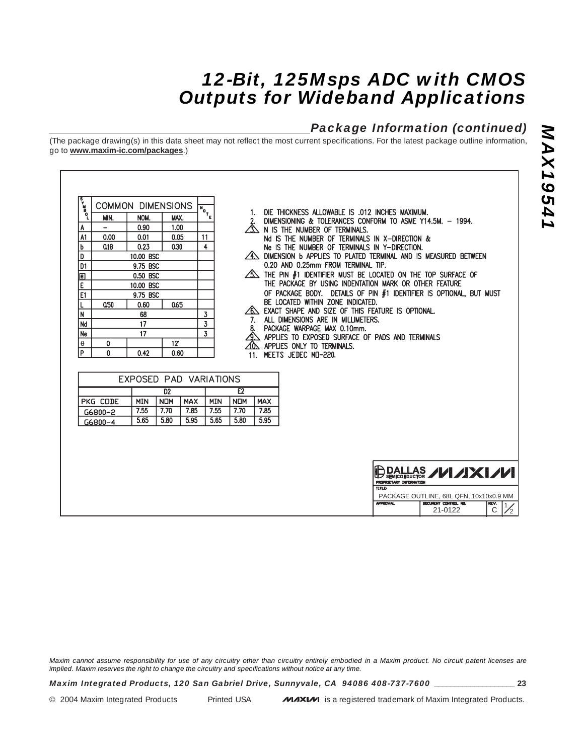## Package Information (continued)

(The package drawing(s) in this data sheet may not reflect the most current specifications. For the latest package outline information, go to **www.maxim-ic.com/packages**.)

| SYMBOL | COMMON DIMENSIONS MIN. | NOM. | MAX. | NOTE |
|---|---|---|---|---|
| A | – | 0.90 | 1.00 | |
| A1 | 0.00 | 0.01 | 0.05 | 11 |
| b | 0.18 | 0.23 | 0.30 | 4 |
| D | | 10.00 BSC | | |
| D1 | | 9.75 BSC | | |
| e | | 0.50 BSC | | |
| E | | 10.00 BSC | | |
| E1 | | 9.75 BSC | | |
| L | 0.50 | 0.60 | 0.65 | |
| N | | 68 | | 3 |
| Nd | | 17 | | 3 |
| Ne | | 17 | | 3 |
| θ | 0 | | 12° | |
| P | 0 | 0.42 | 0.60 | |

1. DIE THICKNESS ALLOWABLE IS .012 INCHES MAXIMUM.
2. DIMENSIONING & TOLERANCES CONFORM TO ASME Y14.5M. – 1994.
3. N IS THE NUMBER OF TERMINALS.
   Nd IS THE NUMBER OF TERMINALS IN X-DIRECTION &
   Ne IS THE NUMBER OF TERMINALS IN Y-DIRECTION.
4. DIMENSION b APPLIES TO PLATED TERMINAL AND IS MEASURED BETWEEN 0.20 AND 0.25mm FROM TERMINAL TIP.
5. THE PIN #1 IDENTIFIER MUST BE LOCATED ON THE TOP SURFACE OF THE PACKAGE BY USING INDENTATION MARK OR OTHER FEATURE OF PACKAGE BODY. DETAILS OF PIN #1 IDENTIFIER IS OPTIONAL, BUT MUST BE LOCATED WITHIN ZONE INDICATED.
6. EXACT SHAPE AND SIZE OF THIS FEATURE IS OPTIONAL.
7. ALL DIMENSIONS ARE IN MILLIMETERS.
8. PACKAGE WARPAGE MAX 0.10mm.
9. APPLIES TO EXPOSED SURFACE OF PADS AND TERMINALS
10. APPLIES ONLY TO TERMINALS.
11. MEETS JEDEC MO-220.

EXPOSED PAD VARIATIONS

| PKG CODE | D2 MIN | D2 NOM | D2 MAX | E2 MIN | E2 NOM | E2 MAX |
|---|---|---|---|---|---|---|
| G6800-2 | 7.55 | 7.70 | 7.85 | 7.55 | 7.70 | 7.85 |
| G6800-4 | 5.65 | 5.80 | 5.95 | 5.65 | 5.80 | 5.95 |

DALLAS SEMICONDUCTOR MAXIM
PROPRIETARY INFORMATION
TITLE: PACKAGE OUTLINE, 68L QFN, 10x10x0.9 MM
APPROVAL | DOCUMENT CONTROL NO. 21-0122 | REV. C | 1/2

*Maxim cannot assume responsibility for use of any circuitry other than circuitry entirely embodied in a Maxim product. No circuit patent licenses are implied. Maxim reserves the right to change the circuitry and specifications without notice at any time.*

***Maxim Integrated Products, 120 San Gabriel Drive, Sunnyvale, CA 94086 408-737-7600***

© 2004 Maxim Integrated Products Printed USA MAXIM is a registered trademark of Maxim Integrated Products.